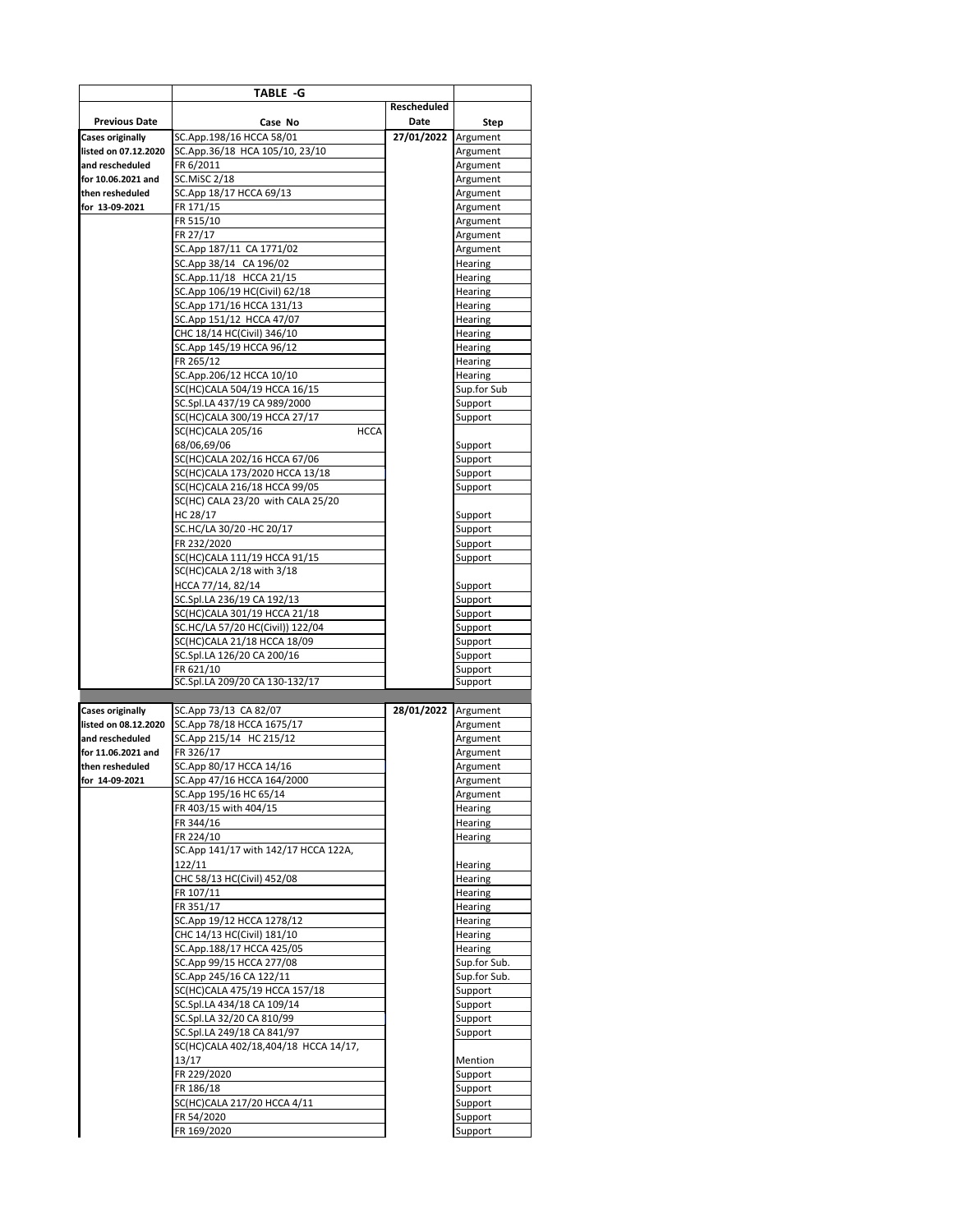| Previous Date | TABLE -G<br>Case No | Rescheduled Date | Step |
|---|---|---|---|
| Cases originally listed on 07.12.2020 and rescheduled for 10.06.2021 and then rescheduled for 13-09-2021 | SC.App.198/16 HCCA 58/01 | 27/01/2022 | Argument |
| | SC.App.36/18 HCA 105/10, 23/10 | | Argument |
| | FR 6/2011 | | Argument |
| | SC.MiSC 2/18 | | Argument |
| | SC.App 18/17 HCCA 69/13 | | Argument |
| | FR 171/15 | | Argument |
| | FR 515/10 | | Argument |
| | FR 27/17 | | Argument |
| | SC.App 187/11 CA 1771/02 | | Argument |
| | SC.App 38/14 CA 196/02 | | Hearing |
| | SC.App.11/18 HCCA 21/15 | | Hearing |
| | SC.App 106/19 HC(Civil) 62/18 | | Hearing |
| | SC.App 171/16 HCCA 131/13 | | Hearing |
| | SC.App 151/12 HCCA 47/07 | | Hearing |
| | CHC 18/14 HC(Civil) 346/10 | | Hearing |
| | SC.App 145/19 HCCA 96/12 | | Hearing |
| | FR 265/12 | | Hearing |
| | SC.App.206/12 HCCA 10/10 | | Hearing |
| | SC(HC)CALA 504/19 HCCA 16/15 | | Sup.for Sub |
| | SC.Spl.LA 437/19 CA 989/2000 | | Support |
| | SC(HC)CALA 300/19 HCCA 27/17 | | Support |
| | SC(HC)CALA 205/16 HCCA 68/06,69/06 | | Support |
| | SC(HC)CALA 202/16 HCCA 67/06 | | Support |
| | SC(HC)CALA 173/2020 HCCA 13/18 | | Support |
| | SC(HC)CALA 216/18 HCCA 99/05 | | Support |
| | SC(HC) CALA 23/20 with CALA 25/20 HC 28/17 | | Support |
| | SC.HC/LA 30/20 -HC 20/17 | | Support |
| | FR 232/2020 | | Support |
| | SC(HC)CALA 111/19 HCCA 91/15 | | Support |
| | SC(HC)CALA 2/18 with 3/18 HCCA 77/14, 82/14 | | Support |
| | SC.Spl.LA 236/19 CA 192/13 | | Support |
| | SC(HC)CALA 301/19 HCCA 21/18 | | Support |
| | SC.HC/LA 57/20 HC(Civil)) 122/04 | | Support |
| | SC(HC)CALA 21/18 HCCA 18/09 | | Support |
| | SC.Spl.LA 126/20 CA 200/16 | | Support |
| | FR 621/10 | | Support |
| | SC.Spl.LA 209/20 CA 130-132/17 | | Support |
| | | | |
| Cases originally listed on 08.12.2020 and rescheduled for 11.06.2021 and then rescheduled for 14-09-2021 | SC.App 73/13 CA 82/07 | 28/01/2022 | Argument |
| | SC.App 78/18 HCCA 1675/17 | | Argument |
| | SC.App 215/14 HC 215/12 | | Argument |
| | FR 326/17 | | Argument |
| | SC.App 80/17 HCCA 14/16 | | Argument |
| | SC.App 47/16 HCCA 164/2000 | | Argument |
| | SC.App 195/16 HC 65/14 | | Argument |
| | FR 403/15 with 404/15 | | Hearing |
| | FR 344/16 | | Hearing |
| | FR 224/10 | | Hearing |
| | SC.App 141/17 with 142/17 HCCA 122A, 122/11 | | Hearing |
| | CHC 58/13 HC(Civil) 452/08 | | Hearing |
| | FR 107/11 | | Hearing |
| | FR 351/17 | | Hearing |
| | SC.App 19/12 HCCA 1278/12 | | Hearing |
| | CHC 14/13 HC(Civil) 181/10 | | Hearing |
| | SC.App.188/17 HCCA 425/05 | | Hearing |
| | SC.App 99/15 HCCA 277/08 | | Sup.for Sub. |
| | SC.App 245/16 CA 122/11 | | Sup.for Sub. |
| | SC(HC)CALA 475/19 HCCA 157/18 | | Support |
| | SC.Spl.LA 434/18 CA 109/14 | | Support |
| | SC.Spl.LA 32/20 CA 810/99 | | Support |
| | SC.Spl.LA 249/18 CA 841/97 | | Support |
| | SC(HC)CALA 402/18,404/18 HCCA 14/17, 13/17 | | Mention |
| | FR 229/2020 | | Support |
| | FR 186/18 | | Support |
| | SC(HC)CALA 217/20 HCCA 4/11 | | Support |
| | FR 54/2020 | | Support |
| | FR 169/2020 | | Support |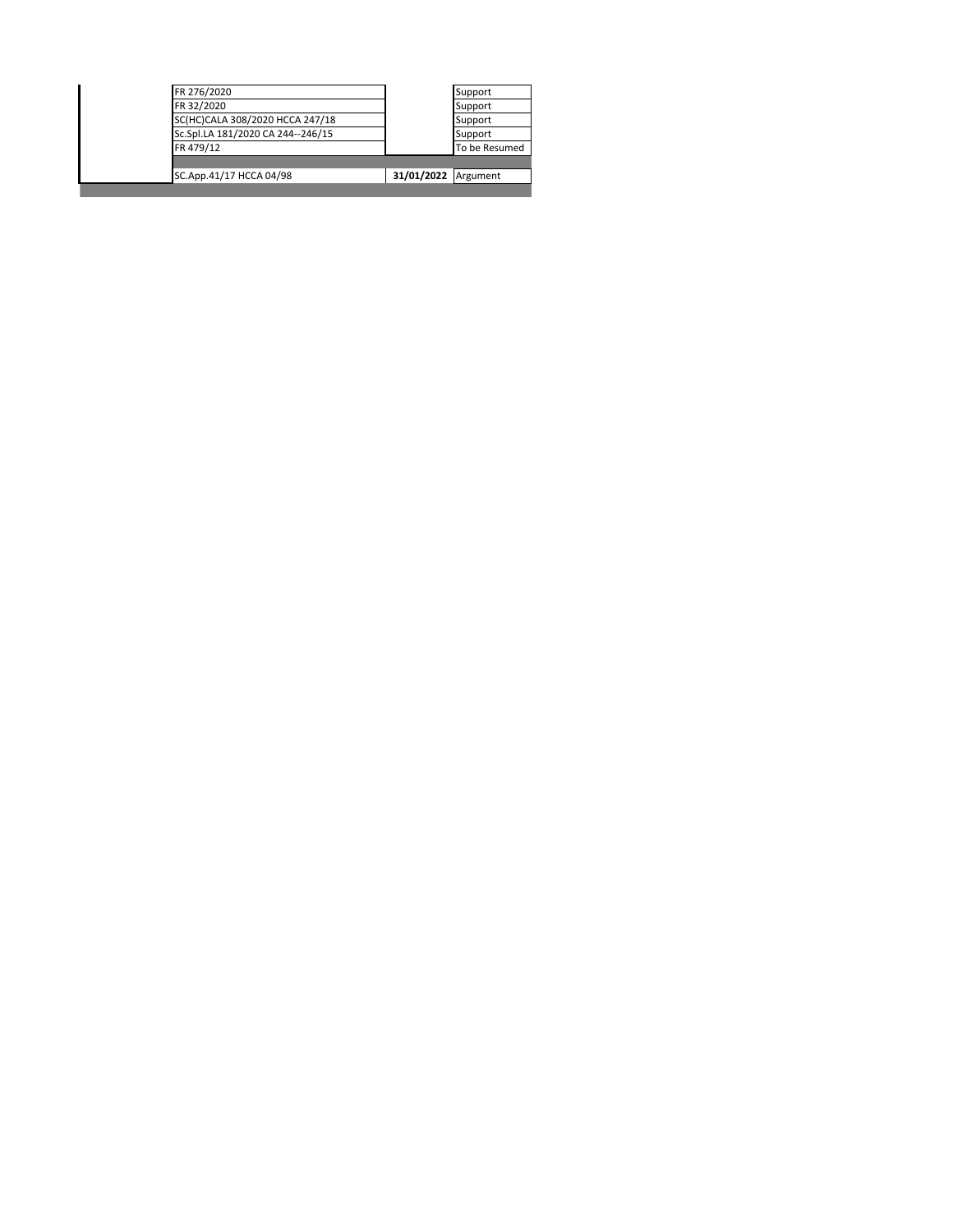| | | | |
|---|---|---|---|
| | FR 276/2020 | | Support |
| | FR 32/2020 | | Support |
| | SC(HC)CALA 308/2020 HCCA 247/18 | | Support |
| | Sc.Spl.LA 181/2020 CA 244--246/15 | | Support |
| | FR 479/12 | | To be Resumed |
| | | | |
| | SC.App.41/17 HCCA 04/98 | **31/01/2022** | Argument |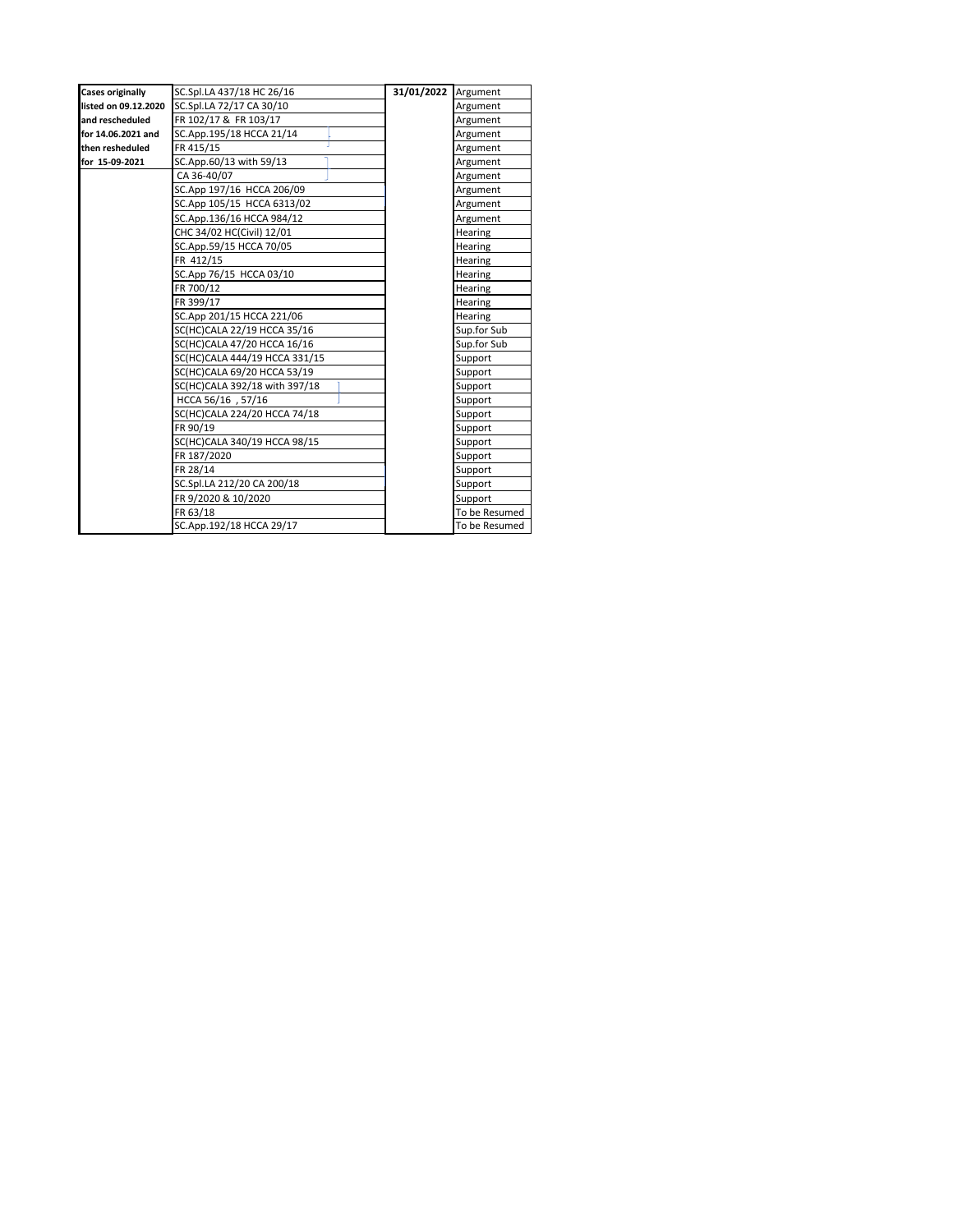| Cases originally listed on 09.12.2020 and rescheduled for 14.06.2021 and then resheduled for 15-09-2021 | SC.Spl.LA 437/18 HC 26/16 | 31/01/2022 | Argument |
|---|---|---|---|
| | SC.Spl.LA 72/17 CA 30/10 | | Argument |
| | FR 102/17 & FR 103/17 | | Argument |
| | SC.App.195/18 HCCA 21/14 | | Argument |
| | FR 415/15 | | Argument |
| | SC.App.60/13 with 59/13 | | Argument |
| | CA 36-40/07 | | Argument |
| | SC.App 197/16 HCCA 206/09 | | Argument |
| | SC.App 105/15 HCCA 6313/02 | | Argument |
| | SC.App.136/16 HCCA 984/12 | | Argument |
| | CHC 34/02 HC(Civil) 12/01 | | Hearing |
| | SC.App.59/15 HCCA 70/05 | | Hearing |
| | FR 412/15 | | Hearing |
| | SC.App 76/15 HCCA 03/10 | | Hearing |
| | FR 700/12 | | Hearing |
| | FR 399/17 | | Hearing |
| | SC.App 201/15 HCCA 221/06 | | Hearing |
| | SC(HC)CALA 22/19 HCCA 35/16 | | Sup.for Sub |
| | SC(HC)CALA 47/20 HCCA 16/16 | | Sup.for Sub |
| | SC(HC)CALA 444/19 HCCA 331/15 | | Support |
| | SC(HC)CALA 69/20 HCCA 53/19 | | Support |
| | SC(HC)CALA 392/18 with 397/18 | | Support |
| | HCCA 56/16 , 57/16 | | Support |
| | SC(HC)CALA 224/20 HCCA 74/18 | | Support |
| | FR 90/19 | | Support |
| | SC(HC)CALA 340/19 HCCA 98/15 | | Support |
| | FR 187/2020 | | Support |
| | FR 28/14 | | Support |
| | SC.Spl.LA 212/20 CA 200/18 | | Support |
| | FR 9/2020 & 10/2020 | | Support |
| | FR 63/18 | | To be Resumed |
| | SC.App.192/18 HCCA 29/17 | | To be Resumed |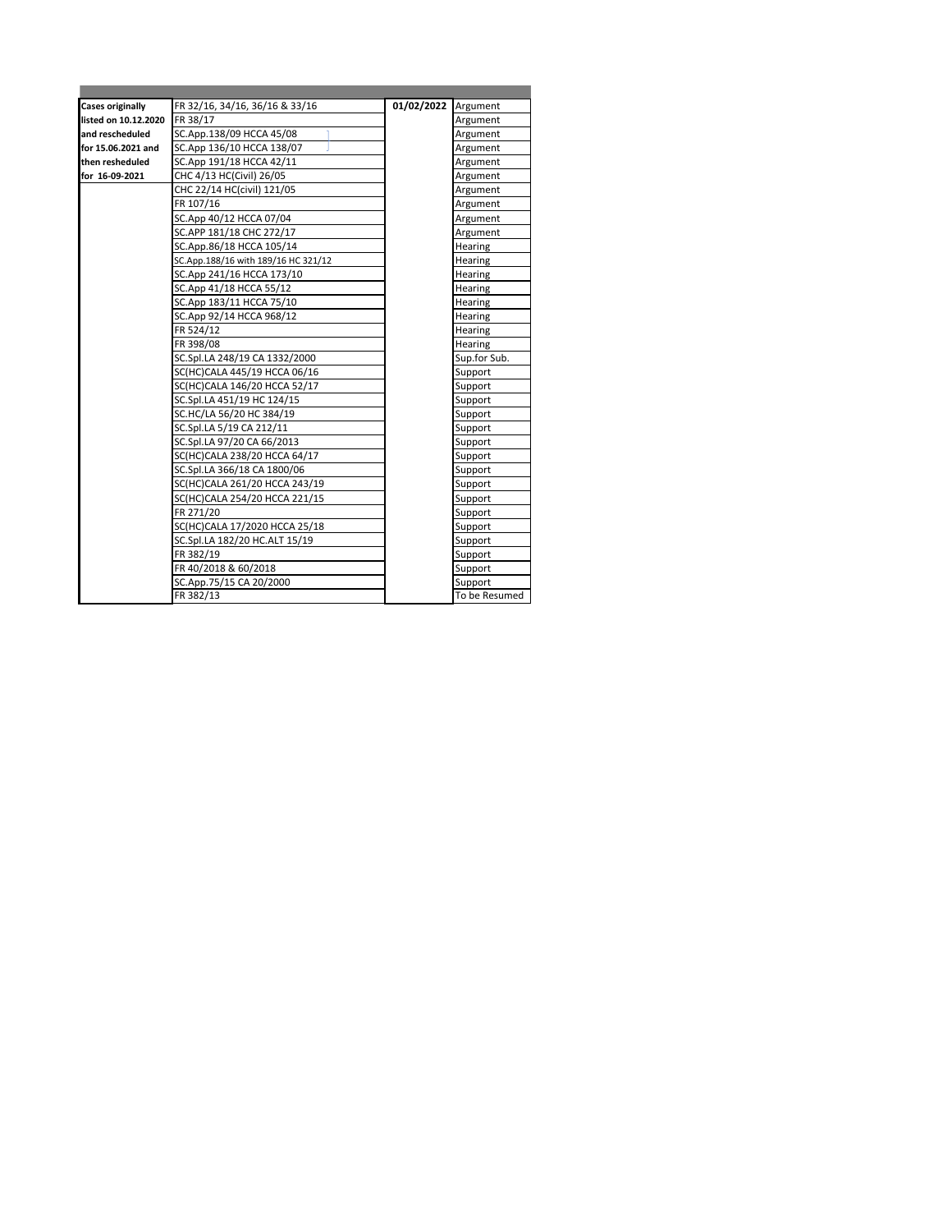| | | | |
|---|---|---|---|
| **Cases originally listed on 10.12.2020 and rescheduled for 15.06.2021 and then resheduled for 16-09-2021** | FR 32/16, 34/16, 36/16 & 33/16 | **01/02/2022** | Argument |
| | FR 38/17 | | Argument |
| | SC.App.138/09 HCCA 45/08 | | Argument |
| | SC.App 136/10 HCCA 138/07 | | Argument |
| | SC.App 191/18 HCCA 42/11 | | Argument |
| | CHC 4/13 HC(Civil) 26/05 | | Argument |
| | CHC 22/14 HC(civil) 121/05 | | Argument |
| | FR 107/16 | | Argument |
| | SC.App 40/12 HCCA 07/04 | | Argument |
| | SC.APP 181/18 CHC 272/17 | | Argument |
| | SC.App.86/18 HCCA 105/14 | | Hearing |
| | SC.App.188/16 with 189/16 HC 321/12 | | Hearing |
| | SC.App 241/16 HCCA 173/10 | | Hearing |
| | SC.App 41/18 HCCA 55/12 | | Hearing |
| | SC.App 183/11 HCCA 75/10 | | Hearing |
| | SC.App 92/14 HCCA 968/12 | | Hearing |
| | FR 524/12 | | Hearing |
| | FR 398/08 | | Hearing |
| | SC.Spl.LA 248/19 CA 1332/2000 | | Sup.for Sub. |
| | SC(HC)CALA 445/19 HCCA 06/16 | | Support |
| | SC(HC)CALA 146/20 HCCA 52/17 | | Support |
| | SC.Spl.LA 451/19 HC 124/15 | | Support |
| | SC.HC/LA 56/20 HC 384/19 | | Support |
| | SC.Spl.LA 5/19 CA 212/11 | | Support |
| | SC.Spl.LA 97/20 CA 66/2013 | | Support |
| | SC(HC)CALA 238/20 HCCA 64/17 | | Support |
| | SC.Spl.LA 366/18 CA 1800/06 | | Support |
| | SC(HC)CALA 261/20 HCCA 243/19 | | Support |
| | SC(HC)CALA 254/20 HCCA 221/15 | | Support |
| | FR 271/20 | | Support |
| | SC(HC)CALA 17/2020 HCCA 25/18 | | Support |
| | SC.Spl.LA 182/20 HC.ALT 15/19 | | Support |
| | FR 382/19 | | Support |
| | FR 40/2018 & 60/2018 | | Support |
| | SC.App.75/15 CA 20/2000 | | Support |
| | FR 382/13 | | To be Resumed |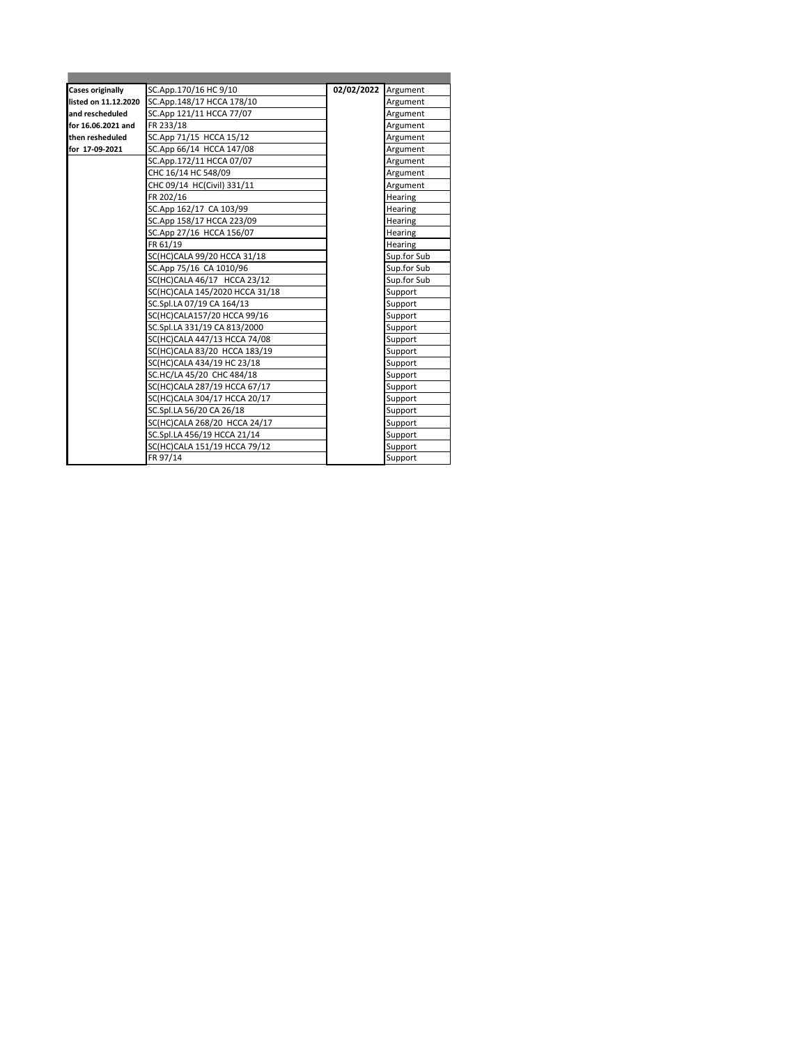| | | | |
|---|---|---|---|
| **Cases originally listed on 11.12.2020 and rescheduled for 16.06.2021 and then resheduled for 17-09-2021** | SC.App.170/16 HC 9/10 | **02/02/2022** | Argument |
| | SC.App.148/17 HCCA 178/10 | | Argument |
| | SC.App 121/11 HCCA 77/07 | | Argument |
| | FR 233/18 | | Argument |
| | SC.App 71/15 HCCA 15/12 | | Argument |
| | SC.App 66/14 HCCA 147/08 | | Argument |
| | SC.App.172/11 HCCA 07/07 | | Argument |
| | CHC 16/14 HC 548/09 | | Argument |
| | CHC 09/14 HC(Civil) 331/11 | | Argument |
| | FR 202/16 | | Hearing |
| | SC.App 162/17 CA 103/99 | | Hearing |
| | SC.App 158/17 HCCA 223/09 | | Hearing |
| | SC.App 27/16 HCCA 156/07 | | Hearing |
| | FR 61/19 | | Hearing |
| | SC(HC)CALA 99/20 HCCA 31/18 | | Sup.for Sub |
| | SC.App 75/16 CA 1010/96 | | Sup.for Sub |
| | SC(HC)CALA 46/17 HCCA 23/12 | | Sup.for Sub |
| | SC(HC)CALA 145/2020 HCCA 31/18 | | Support |
| | SC.Spl.LA 07/19 CA 164/13 | | Support |
| | SC(HC)CALA157/20 HCCA 99/16 | | Support |
| | SC.Spl.LA 331/19 CA 813/2000 | | Support |
| | SC(HC)CALA 447/13 HCCA 74/08 | | Support |
| | SC(HC)CALA 83/20 HCCA 183/19 | | Support |
| | SC(HC)CALA 434/19 HC 23/18 | | Support |
| | SC.HC/LA 45/20 CHC 484/18 | | Support |
| | SC(HC)CALA 287/19 HCCA 67/17 | | Support |
| | SC(HC)CALA 304/17 HCCA 20/17 | | Support |
| | SC.Spl.LA 56/20 CA 26/18 | | Support |
| | SC(HC)CALA 268/20 HCCA 24/17 | | Support |
| | SC.Spl.LA 456/19 HCCA 21/14 | | Support |
| | SC(HC)CALA 151/19 HCCA 79/12 | | Support |
| | FR 97/14 | | Support |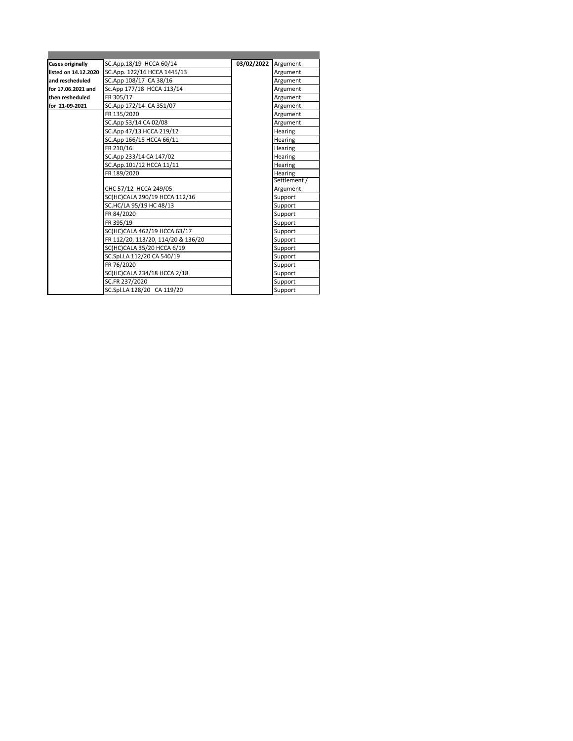| | | | |
|---|---|---|---|
| **Cases originally listed on 14.12.2020 and rescheduled for 17.06.2021 and then resheduled for 21-09-2021** | SC.App.18/19 HCCA 60/14 | **03/02/2022** | Argument |
| | SC.App. 122/16 HCCA 1445/13 | | Argument |
| | SC.App 108/17 CA 38/16 | | Argument |
| | Sc.App 177/18 HCCA 113/14 | | Argument |
| | FR 305/17 | | Argument |
| | SC.App 172/14 CA 351/07 | | Argument |
| | FR 135/2020 | | Argument |
| | SC.App 53/14 CA 02/08 | | Argument |
| | SC.App 47/13 HCCA 219/12 | | Hearing |
| | SC.App 166/15 HCCA 66/11 | | Hearing |
| | FR 210/16 | | Hearing |
| | SC.App 233/14 CA 147/02 | | Hearing |
| | SC.App.101/12 HCCA 11/11 | | Hearing |
| | FR 189/2020 | | Hearing |
| | CHC 57/12 HCCA 249/05 | | Settlement / Argument |
| | SC(HC)CALA 290/19 HCCA 112/16 | | Support |
| | SC.HC/LA 95/19 HC 48/13 | | Support |
| | FR 84/2020 | | Support |
| | FR 395/19 | | Support |
| | SC(HC)CALA 462/19 HCCA 63/17 | | Support |
| | FR 112/20, 113/20, 114/20 & 136/20 | | Support |
| | SC(HC)CALA 35/20 HCCA 6/19 | | Support |
| | SC.Spl.LA 112/20 CA 540/19 | | Support |
| | FR 76/2020 | | Support |
| | SC(HC)CALA 234/18 HCCA 2/18 | | Support |
| | SC.FR 237/2020 | | Support |
| | SC.Spl.LA 128/20 CA 119/20 | | Support |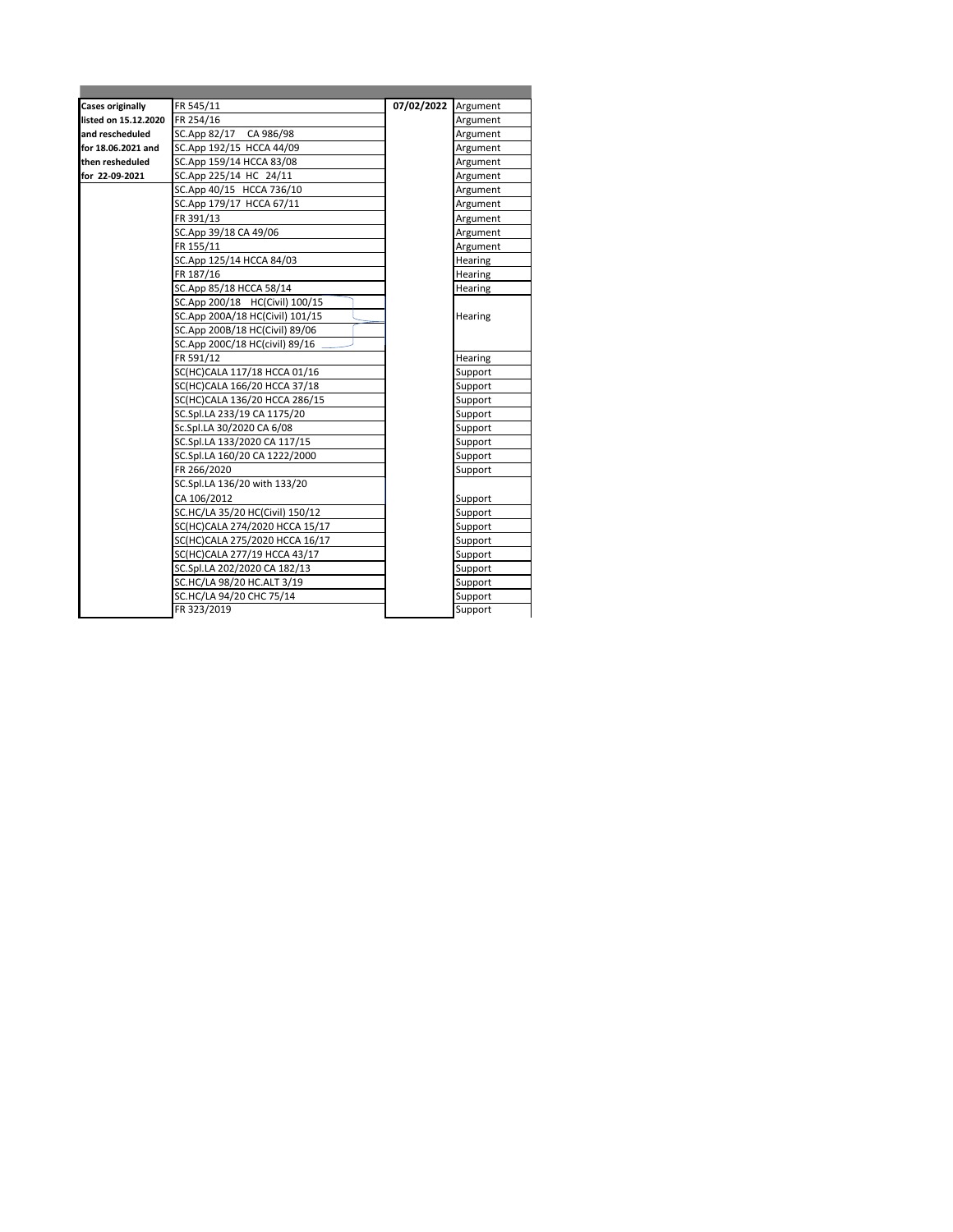| | | | |
|---|---|---|---|
| **Cases originally listed on 15.12.2020 and rescheduled for 18.06.2021 and then resheduled for 22-09-2021** | FR 545/11 | **07/02/2022** | Argument |
| | FR 254/16 | | Argument |
| | SC.App 82/17 CA 986/98 | | Argument |
| | SC.App 192/15 HCCA 44/09 | | Argument |
| | SC.App 159/14 HCCA 83/08 | | Argument |
| | SC.App 225/14 HC 24/11 | | Argument |
| | SC.App 40/15 HCCA 736/10 | | Argument |
| | SC.App 179/17 HCCA 67/11 | | Argument |
| | FR 391/13 | | Argument |
| | SC.App 39/18 CA 49/06 | | Argument |
| | FR 155/11 | | Argument |
| | SC.App 125/14 HCCA 84/03 | | Hearing |
| | FR 187/16 | | Hearing |
| | SC.App 85/18 HCCA 58/14 | | Hearing |
| | SC.App 200/18 HC(Civil) 100/15<br>SC.App 200A/18 HC(Civil) 101/15<br>SC.App 200B/18 HC(Civil) 89/06<br>SC.App 200C/18 HC(civil) 89/16 | | Hearing |
| | FR 591/12 | | Hearing |
| | SC(HC)CALA 117/18 HCCA 01/16 | | Support |
| | SC(HC)CALA 166/20 HCCA 37/18 | | Support |
| | SC(HC)CALA 136/20 HCCA 286/15 | | Support |
| | SC.Spl.LA 233/19 CA 1175/20 | | Support |
| | Sc.Spl.LA 30/2020 CA 6/08 | | Support |
| | SC.Spl.LA 133/2020 CA 117/15 | | Support |
| | SC.Spl.LA 160/20 CA 1222/2000 | | Support |
| | FR 266/2020 | | Support |
| | SC.Spl.LA 136/20 with 133/20 CA 106/2012 | | Support |
| | SC.HC/LA 35/20 HC(Civil) 150/12 | | Support |
| | SC(HC)CALA 274/2020 HCCA 15/17 | | Support |
| | SC(HC)CALA 275/2020 HCCA 16/17 | | Support |
| | SC(HC)CALA 277/19 HCCA 43/17 | | Support |
| | SC.Spl.LA 202/2020 CA 182/13 | | Support |
| | SC.HC/LA 98/20 HC.ALT 3/19 | | Support |
| | SC.HC/LA 94/20 CHC 75/14 | | Support |
| | FR 323/2019 | | Support |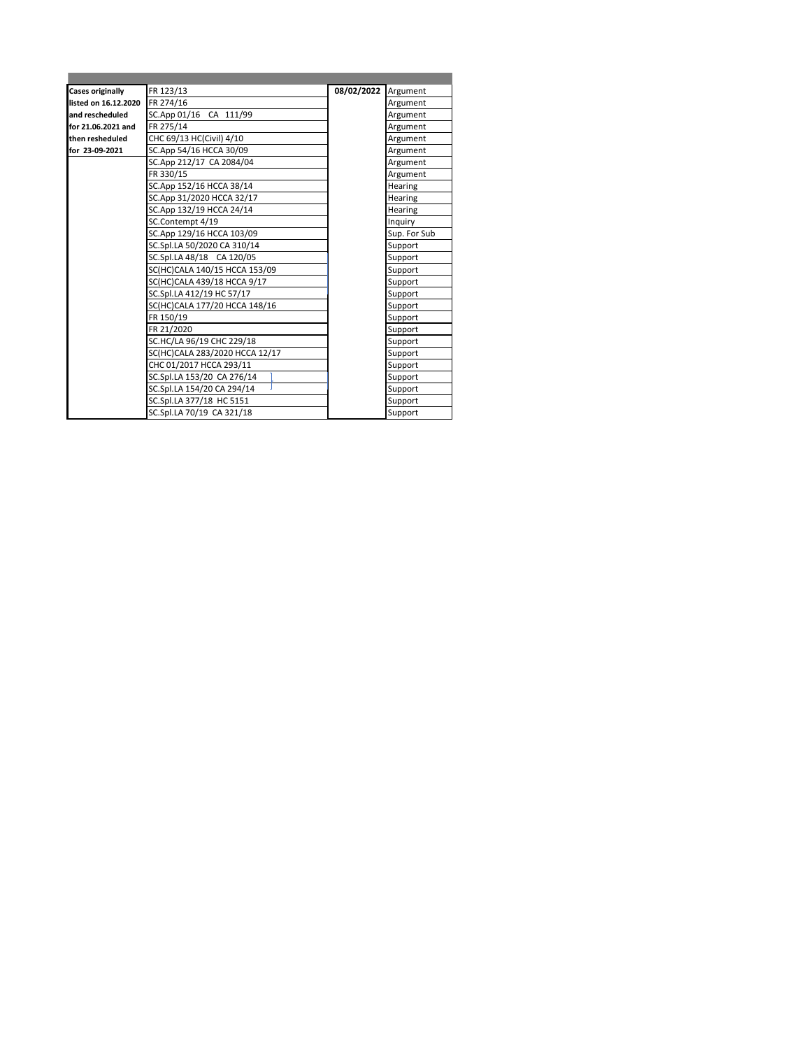| | | | |
|---|---|---|---|
| **Cases originally listed on 16.12.2020 and rescheduled for 21.06.2021 and then resheduled for 23-09-2021** | FR 123/13 | **08/02/2022** | Argument |
| | FR 274/16 | | Argument |
| | SC.App 01/16 CA 111/99 | | Argument |
| | FR 275/14 | | Argument |
| | CHC 69/13 HC(Civil) 4/10 | | Argument |
| | SC.App 54/16 HCCA 30/09 | | Argument |
| | SC.App 212/17 CA 2084/04 | | Argument |
| | FR 330/15 | | Argument |
| | SC.App 152/16 HCCA 38/14 | | Hearing |
| | SC.App 31/2020 HCCA 32/17 | | Hearing |
| | SC.App 132/19 HCCA 24/14 | | Hearing |
| | SC.Contempt 4/19 | | Inquiry |
| | SC.App 129/16 HCCA 103/09 | | Sup. For Sub |
| | SC.Spl.LA 50/2020 CA 310/14 | | Support |
| | SC.Spl.LA 48/18 CA 120/05 | | Support |
| | SC(HC)CALA 140/15 HCCA 153/09 | | Support |
| | SC(HC)CALA 439/18 HCCA 9/17 | | Support |
| | SC.Spl.LA 412/19 HC 57/17 | | Support |
| | SC(HC)CALA 177/20 HCCA 148/16 | | Support |
| | FR 150/19 | | Support |
| | FR 21/2020 | | Support |
| | SC.HC/LA 96/19 CHC 229/18 | | Support |
| | SC(HC)CALA 283/2020 HCCA 12/17 | | Support |
| | CHC 01/2017 HCCA 293/11 | | Support |
| | SC.Spl.LA 153/20 CA 276/14 | | Support |
| | SC.Spl.LA 154/20 CA 294/14 | | Support |
| | SC.Spl.LA 377/18 HC 5151 | | Support |
| | SC.Spl.LA 70/19 CA 321/18 | | Support |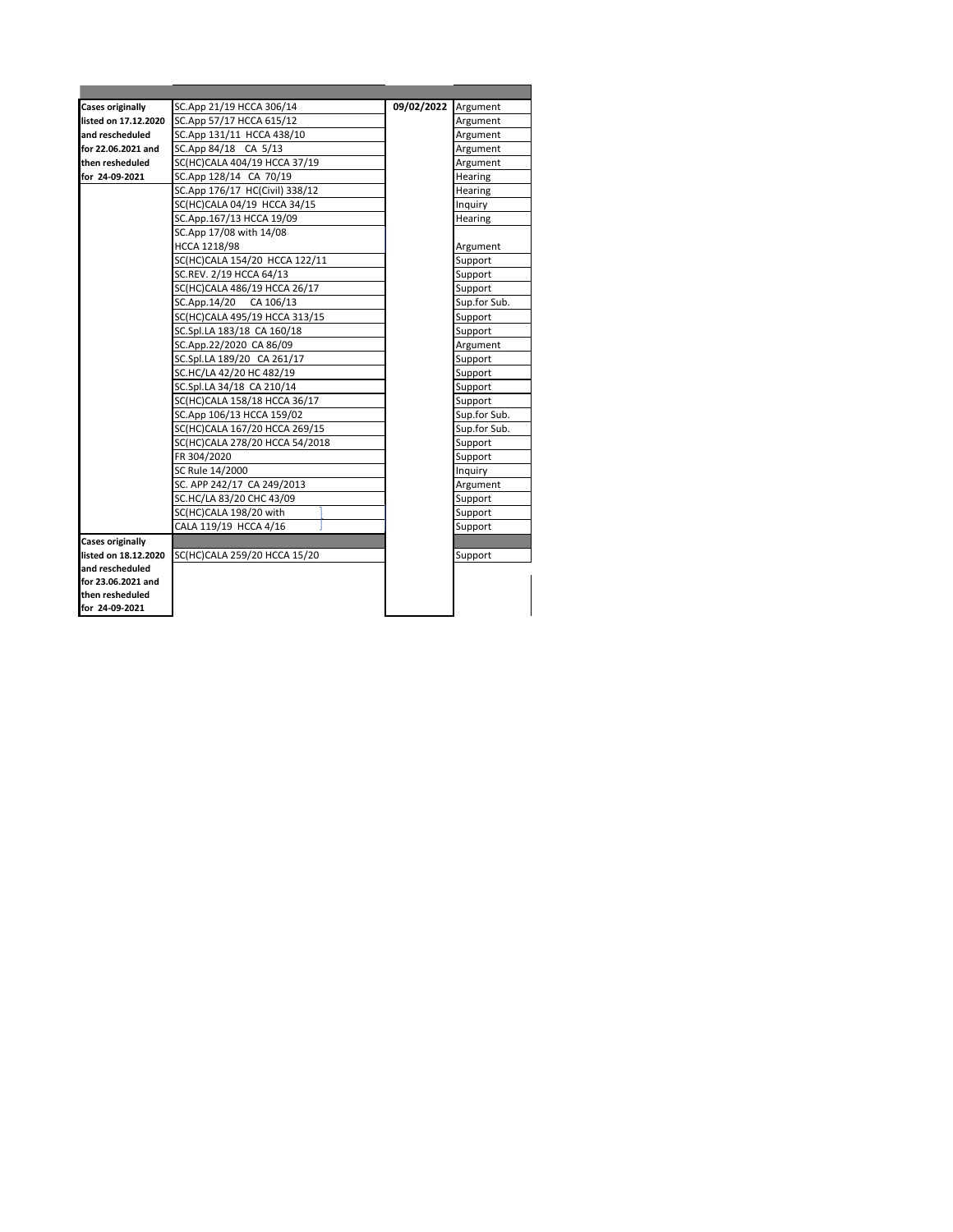| | | | |
|---|---|---|---|
| **Cases originally listed on 17.12.2020 and rescheduled for 22.06.2021 and then resheduled for 24-09-2021** | SC.App 21/19 HCCA 306/14 | **09/02/2022** | Argument |
| | SC.App 57/17 HCCA 615/12 | | Argument |
| | SC.App 131/11 HCCA 438/10 | | Argument |
| | SC.App 84/18 CA 5/13 | | Argument |
| | SC(HC)CALA 404/19 HCCA 37/19 | | Argument |
| | SC.App 128/14 CA 70/19 | | Hearing |
| | SC.App 176/17 HC(Civil) 338/12 | | Hearing |
| | SC(HC)CALA 04/19 HCCA 34/15 | | Inquiry |
| | SC.App.167/13 HCCA 19/09 | | Hearing |
| | SC.App 17/08 with 14/08 HCCA 1218/98 | | Argument |
| | SC(HC)CALA 154/20 HCCA 122/11 | | Support |
| | SC.REV. 2/19 HCCA 64/13 | | Support |
| | SC(HC)CALA 486/19 HCCA 26/17 | | Support |
| | SC.App.14/20 CA 106/13 | | Sup.for Sub. |
| | SC(HC)CALA 495/19 HCCA 313/15 | | Support |
| | SC.Spl.LA 183/18 CA 160/18 | | Support |
| | SC.App.22/2020 CA 86/09 | | Argument |
| | SC.Spl.LA 189/20 CA 261/17 | | Support |
| | SC.HC/LA 42/20 HC 482/19 | | Support |
| | SC.Spl.LA 34/18 CA 210/14 | | Support |
| | SC(HC)CALA 158/18 HCCA 36/17 | | Support |
| | SC.App 106/13 HCCA 159/02 | | Sup.for Sub. |
| | SC(HC)CALA 167/20 HCCA 269/15 | | Sup.for Sub. |
| | SC(HC)CALA 278/20 HCCA 54/2018 | | Support |
| | FR 304/2020 | | Support |
| | SC Rule 14/2000 | | Inquiry |
| | SC. APP 242/17 CA 249/2013 | | Argument |
| | SC.HC/LA 83/20 CHC 43/09 | | Support |
| | SC(HC)CALA 198/20 with | | Support |
| | CALA 119/19 HCCA 4/16 | | Support |
| **Cases originally listed on 18.12.2020 and rescheduled for 23.06.2021 and then resheduled for 24-09-2021** | | | |
| | SC(HC)CALA 259/20 HCCA 15/20 | | Support |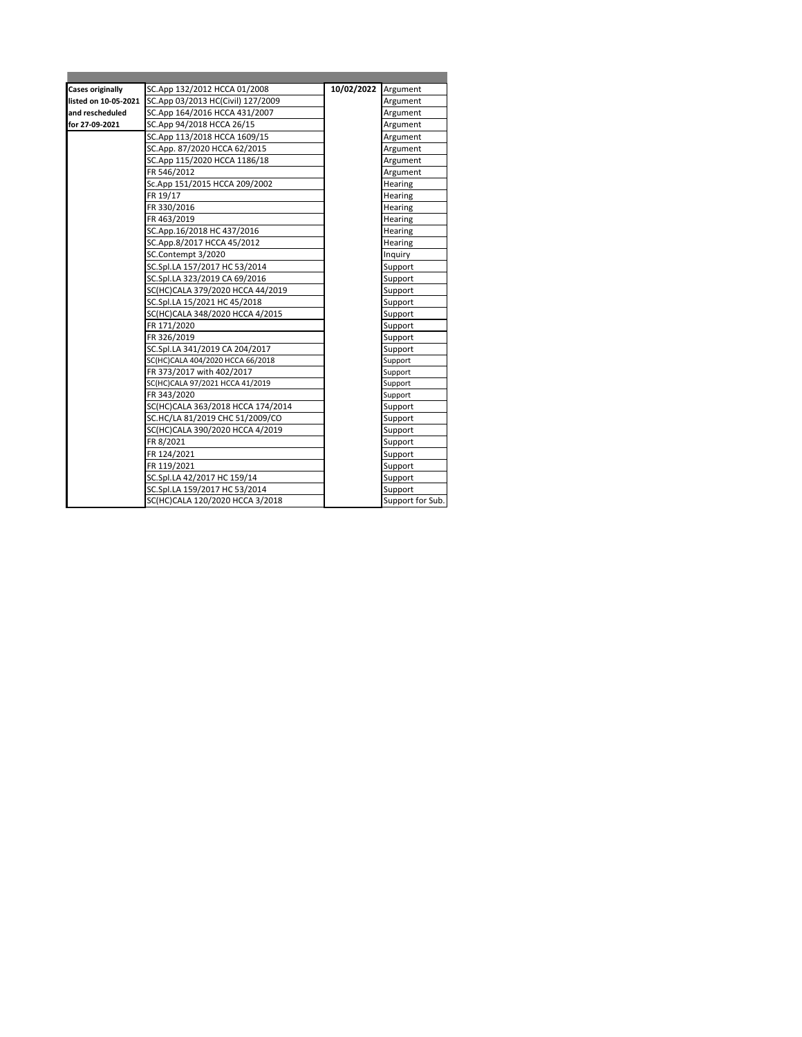| | | | |
|---|---|---|---|
| **Cases originally listed on 10-05-2021 and rescheduled for 27-09-2021** | SC.App 132/2012 HCCA 01/2008 | **10/02/2022** | Argument |
| | SC.App 03/2013 HC(Civil) 127/2009 | | Argument |
| | SC.App 164/2016 HCCA 431/2007 | | Argument |
| | SC.App 94/2018 HCCA 26/15 | | Argument |
| | SC.App 113/2018 HCCA 1609/15 | | Argument |
| | SC.App. 87/2020 HCCA 62/2015 | | Argument |
| | SC.App 115/2020 HCCA 1186/18 | | Argument |
| | FR 546/2012 | | Argument |
| | Sc.App 151/2015 HCCA 209/2002 | | Hearing |
| | FR 19/17 | | Hearing |
| | FR 330/2016 | | Hearing |
| | FR 463/2019 | | Hearing |
| | SC.App.16/2018 HC 437/2016 | | Hearing |
| | SC.App.8/2017 HCCA 45/2012 | | Hearing |
| | SC.Contempt 3/2020 | | Inquiry |
| | SC.Spl.LA 157/2017 HC 53/2014 | | Support |
| | SC.Spl.LA 323/2019 CA 69/2016 | | Support |
| | SC(HC)CALA 379/2020 HCCA 44/2019 | | Support |
| | SC.Spl.LA 15/2021 HC 45/2018 | | Support |
| | SC(HC)CALA 348/2020 HCCA 4/2015 | | Support |
| | FR 171/2020 | | Support |
| | FR 326/2019 | | Support |
| | SC.Spl.LA 341/2019 CA 204/2017 | | Support |
| | SC(HC)CALA 404/2020 HCCA 66/2018 | | Support |
| | FR 373/2017 with 402/2017 | | Support |
| | SC(HC)CALA 97/2021 HCCA 41/2019 | | Support |
| | FR 343/2020 | | Support |
| | SC(HC)CALA 363/2018 HCCA 174/2014 | | Support |
| | SC.HC/LA 81/2019 CHC 51/2009/CO | | Support |
| | SC(HC)CALA 390/2020 HCCA 4/2019 | | Support |
| | FR 8/2021 | | Support |
| | FR 124/2021 | | Support |
| | FR 119/2021 | | Support |
| | SC.Spl.LA 42/2017 HC 159/14 | | Support |
| | SC.Spl.LA 159/2017 HC 53/2014 | | Support |
| | SC(HC)CALA 120/2020 HCCA 3/2018 | | Support for Sub. |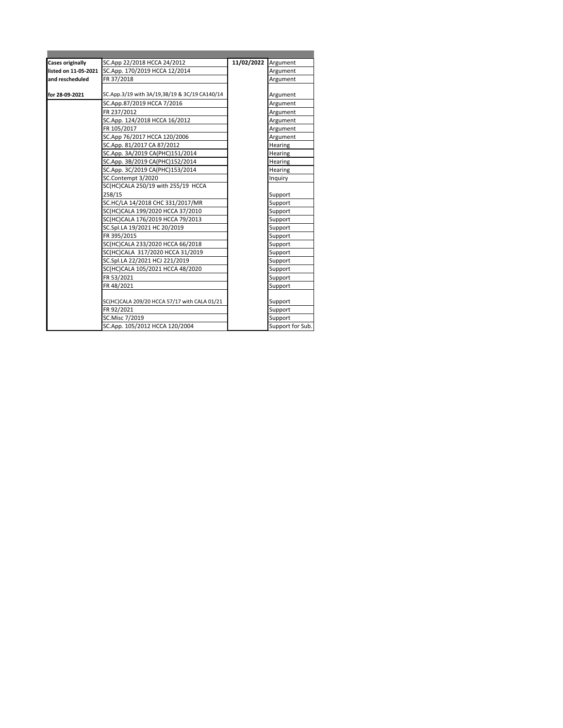| | | | |
|---|---|---|---|
| **Cases originally listed on 11-05-2021 and rescheduled for 28-09-2021** | SC.App 22/2018 HCCA 24/2012 | **11/02/2022** | Argument |
| | SC.App. 170/2019 HCCA 12/2014 | | Argument |
| | FR 37/2018 | | Argument |
| | SC.App.3/19 with 3A/19,3B/19 & 3C/19 CA140/14 | | Argument |
| | SC.App.87/2019 HCCA 7/2016 | | Argument |
| | FR 237/2012 | | Argument |
| | SC.App. 124/2018 HCCA 16/2012 | | Argument |
| | FR 105/2017 | | Argument |
| | SC.App 76/2017 HCCA 120/2006 | | Argument |
| | SC.App. 81/2017 CA 87/2012 | | Hearing |
| | SC.App. 3A/2019 CA(PHC)151/2014 | | Hearing |
| | SC.App. 3B/2019 CA(PHC)152/2014 | | Hearing |
| | SC.App. 3C/2019 CA(PHC)153/2014 | | Hearing |
| | SC.Contempt 3/2020 | | Inquiry |
| | SC(HC)CALA 250/19 with 255/19 HCCA 258/15 | | Support |
| | SC.HC/LA 14/2018 CHC 331/2017/MR | | Support |
| | SC(HC)CALA 199/2020 HCCA 37/2010 | | Support |
| | SC(HC)CALA 176/2019 HCCA 79/2013 | | Support |
| | SC.Spl.LA 19/2021 HC 20/2019 | | Support |
| | FR 395/2015 | | Support |
| | SC(HC)CALA 233/2020 HCCA 66/2018 | | Support |
| | SC(HC)CALA 317/2020 HCCA 31/2019 | | Support |
| | SC.Spl.LA 22/2021 HCJ 221/2019 | | Support |
| | SC(HC)CALA 105/2021 HCCA 48/2020 | | Support |
| | FR 53/2021 | | Support |
| | FR 48/2021 | | Support |
| | SC(HC)CALA 209/20 HCCA 57/17 with CALA 01/21 | | Support |
| | FR 92/2021 | | Support |
| | SC.Misc 7/2019 | | Support |
| | SC.App. 105/2012 HCCA 120/2004 | | Support for Sub. |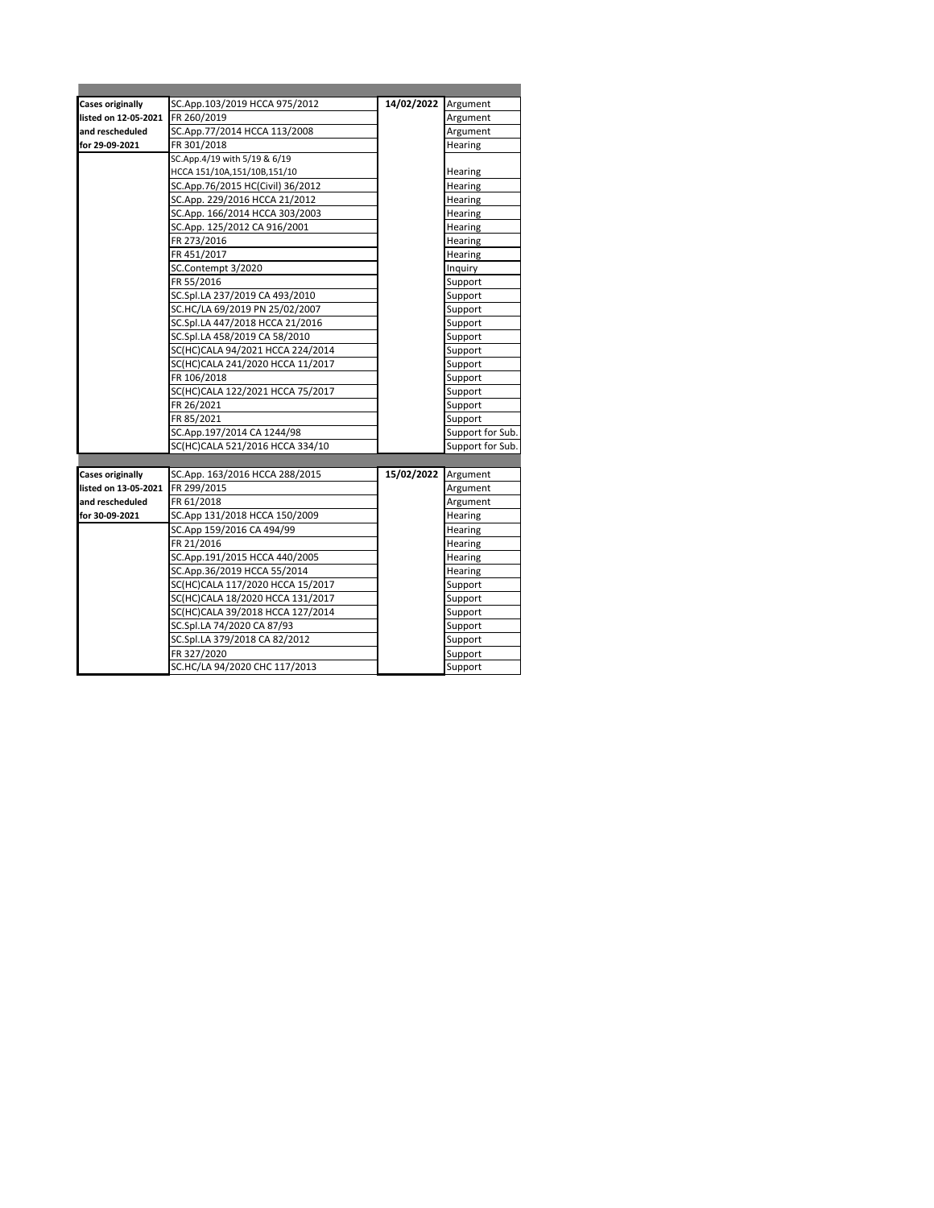| | | | |
|---|---|---|---|
| **Cases originally listed on 12-05-2021 and rescheduled for 29-09-2021** | SC.App.103/2019 HCCA 975/2012 | **14/02/2022** | Argument |
| | FR 260/2019 | | Argument |
| | SC.App.77/2014 HCCA 113/2008 | | Argument |
| | FR 301/2018 | | Hearing |
| | SC.App.4/19 with 5/19 & 6/19 HCCA 151/10A,151/10B,151/10 | | Hearing |
| | SC.App.76/2015 HC(Civil) 36/2012 | | Hearing |
| | SC.App. 229/2016 HCCA 21/2012 | | Hearing |
| | SC.App. 166/2014 HCCA 303/2003 | | Hearing |
| | SC.App. 125/2012 CA 916/2001 | | Hearing |
| | FR 273/2016 | | Hearing |
| | FR 451/2017 | | Hearing |
| | SC.Contempt 3/2020 | | Inquiry |
| | FR 55/2016 | | Support |
| | SC.Spl.LA 237/2019 CA 493/2010 | | Support |
| | SC.HC/LA 69/2019 PN 25/02/2007 | | Support |
| | SC.Spl.LA 447/2018 HCCA 21/2016 | | Support |
| | SC.Spl.LA 458/2019 CA 58/2010 | | Support |
| | SC(HC)CALA 94/2021 HCCA 224/2014 | | Support |
| | SC(HC)CALA 241/2020 HCCA 11/2017 | | Support |
| | FR 106/2018 | | Support |
| | SC(HC)CALA 122/2021 HCCA 75/2017 | | Support |
| | FR 26/2021 | | Support |
| | FR 85/2021 | | Support |
| | SC.App.197/2014 CA 1244/98 | | Support for Sub. |
| | SC(HC)CALA 521/2016 HCCA 334/10 | | Support for Sub. |

| | | | |
|---|---|---|---|
| **Cases originally listed on 13-05-2021 and rescheduled for 30-09-2021** | SC.App. 163/2016 HCCA 288/2015 | **15/02/2022** | Argument |
| | FR 299/2015 | | Argument |
| | FR 61/2018 | | Argument |
| | SC.App 131/2018 HCCA 150/2009 | | Hearing |
| | SC.App 159/2016 CA 494/99 | | Hearing |
| | FR 21/2016 | | Hearing |
| | SC.App.191/2015 HCCA 440/2005 | | Hearing |
| | SC.App.36/2019 HCCA 55/2014 | | Hearing |
| | SC(HC)CALA 117/2020 HCCA 15/2017 | | Support |
| | SC(HC)CALA 18/2020 HCCA 131/2017 | | Support |
| | SC(HC)CALA 39/2018 HCCA 127/2014 | | Support |
| | SC.Spl.LA 74/2020 CA 87/93 | | Support |
| | SC.Spl.LA 379/2018 CA 82/2012 | | Support |
| | FR 327/2020 | | Support |
| | SC.HC/LA 94/2020 CHC 117/2013 | | Support |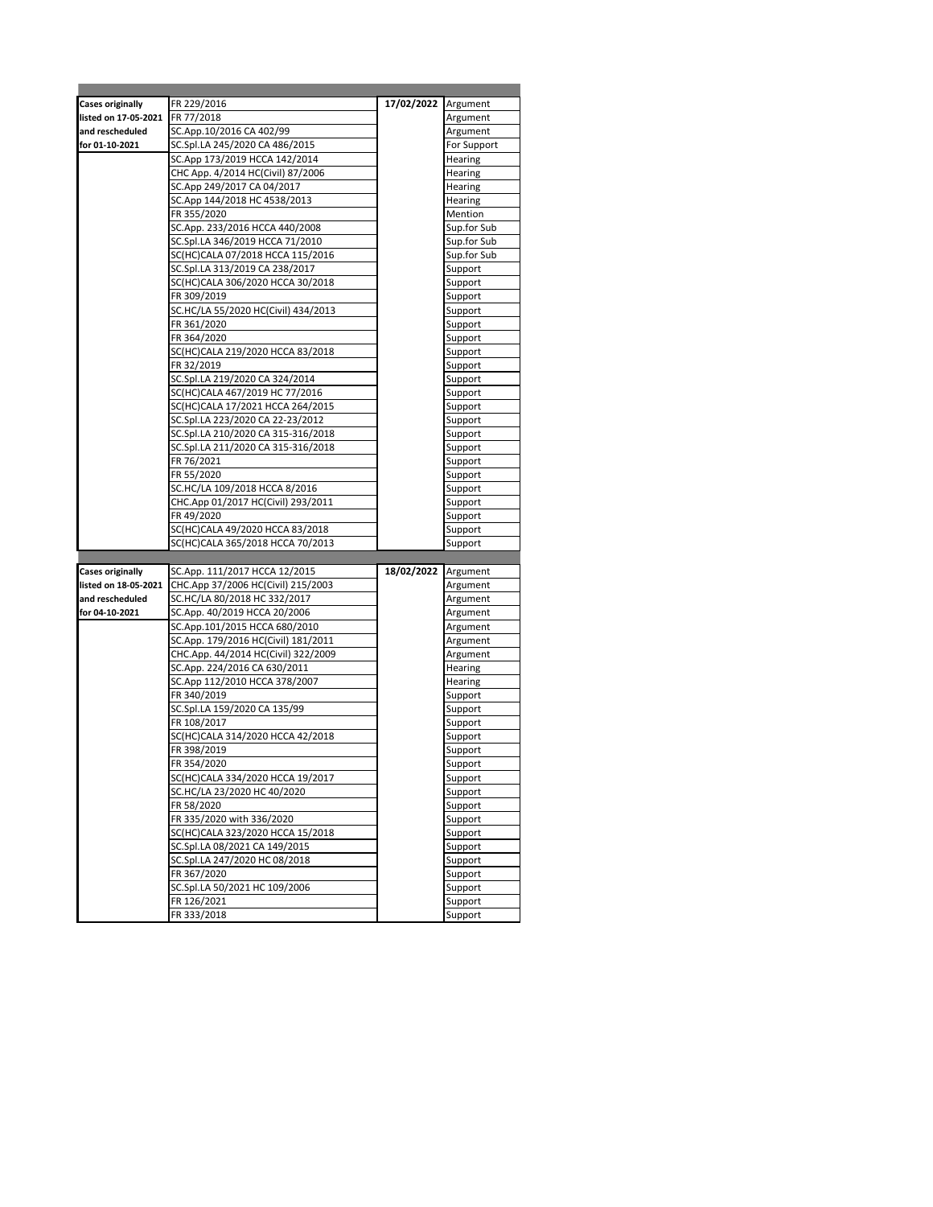| | | | |
|---|---|---|---|
| **Cases originally listed on 17-05-2021 and rescheduled for 01-10-2021** | FR 229/2016 | **17/02/2022** | Argument |
| | FR 77/2018 | | Argument |
| | SC.App.10/2016 CA 402/99 | | Argument |
| | SC.Spl.LA 245/2020 CA 486/2015 | | For Support |
| | SC.App 173/2019 HCCA 142/2014 | | Hearing |
| | CHC App. 4/2014 HC(Civil) 87/2006 | | Hearing |
| | SC.App 249/2017 CA 04/2017 | | Hearing |
| | SC.App 144/2018 HC 4538/2013 | | Hearing |
| | FR 355/2020 | | Mention |
| | SC.App. 233/2016 HCCA 440/2008 | | Sup.for Sub |
| | SC.Spl.LA 346/2019 HCCA 71/2010 | | Sup.for Sub |
| | SC(HC)CALA 07/2018 HCCA 115/2016 | | Sup.for Sub |
| | SC.Spl.LA 313/2019 CA 238/2017 | | Support |
| | SC(HC)CALA 306/2020 HCCA 30/2018 | | Support |
| | FR 309/2019 | | Support |
| | SC.HC/LA 55/2020 HC(Civil) 434/2013 | | Support |
| | FR 361/2020 | | Support |
| | FR 364/2020 | | Support |
| | SC(HC)CALA 219/2020 HCCA 83/2018 | | Support |
| | FR 32/2019 | | Support |
| | SC.Spl.LA 219/2020 CA 324/2014 | | Support |
| | SC(HC)CALA 467/2019 HC 77/2016 | | Support |
| | SC(HC)CALA 17/2021 HCCA 264/2015 | | Support |
| | SC.Spl.LA 223/2020 CA 22-23/2012 | | Support |
| | SC.Spl.LA 210/2020 CA 315-316/2018 | | Support |
| | SC.Spl.LA 211/2020 CA 315-316/2018 | | Support |
| | FR 76/2021 | | Support |
| | FR 55/2020 | | Support |
| | SC.HC/LA 109/2018 HCCA 8/2016 | | Support |
| | CHC.App 01/2017 HC(Civil) 293/2011 | | Support |
| | FR 49/2020 | | Support |
| | SC(HC)CALA 49/2020 HCCA 83/2018 | | Support |
| | SC(HC)CALA 365/2018 HCCA 70/2013 | | Support |

| | | | |
|---|---|---|---|
| **Cases originally listed on 18-05-2021 and rescheduled for 04-10-2021** | SC.App. 111/2017 HCCA 12/2015 | **18/02/2022** | Argument |
| | CHC.App 37/2006 HC(Civil) 215/2003 | | Argument |
| | SC.HC/LA 80/2018 HC 332/2017 | | Argument |
| | SC.App. 40/2019 HCCA 20/2006 | | Argument |
| | SC.App.101/2015 HCCA 680/2010 | | Argument |
| | SC.App. 179/2016 HC(Civil) 181/2011 | | Argument |
| | CHC.App. 44/2014 HC(Civil) 322/2009 | | Argument |
| | SC.App. 224/2016 CA 630/2011 | | Hearing |
| | SC.App 112/2010 HCCA 378/2007 | | Hearing |
| | FR 340/2019 | | Support |
| | SC.Spl.LA 159/2020 CA 135/99 | | Support |
| | FR 108/2017 | | Support |
| | SC(HC)CALA 314/2020 HCCA 42/2018 | | Support |
| | FR 398/2019 | | Support |
| | FR 354/2020 | | Support |
| | SC(HC)CALA 334/2020 HCCA 19/2017 | | Support |
| | SC.HC/LA 23/2020 HC 40/2020 | | Support |
| | FR 58/2020 | | Support |
| | FR 335/2020 with 336/2020 | | Support |
| | SC(HC)CALA 323/2020 HCCA 15/2018 | | Support |
| | SC.Spl.LA 08/2021 CA 149/2015 | | Support |
| | SC.Spl.LA 247/2020 HC 08/2018 | | Support |
| | FR 367/2020 | | Support |
| | SC.Spl.LA 50/2021 HC 109/2006 | | Support |
| | FR 126/2021 | | Support |
| | FR 333/2018 | | Support |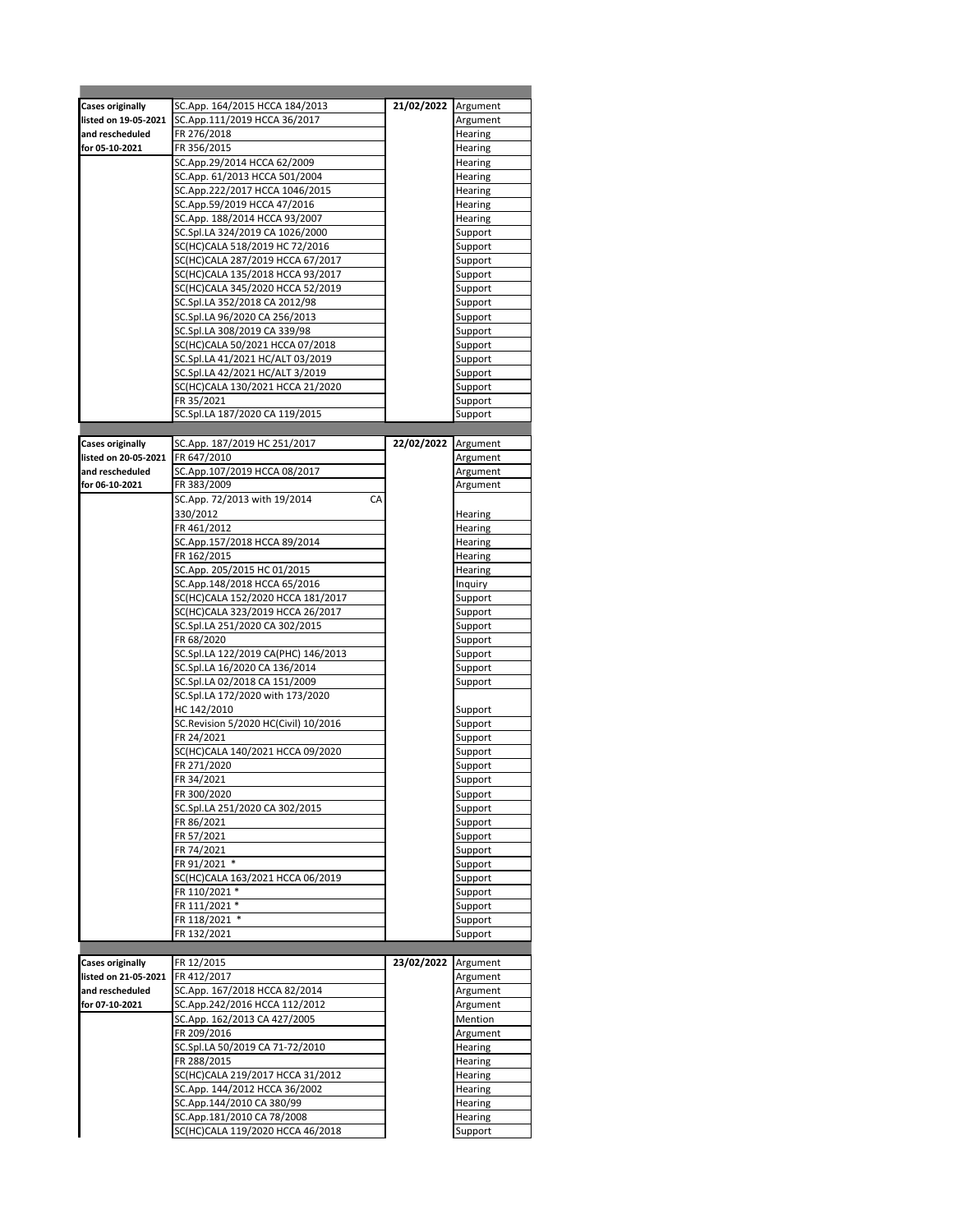| | | | |
|---|---|---|---|
| **Cases originally listed on 19-05-2021 and rescheduled for 05-10-2021** | SC.App. 164/2015 HCCA 184/2013 | **21/02/2022** | Argument |
| | SC.App.111/2019 HCCA 36/2017 | | Argument |
| | FR 276/2018 | | Hearing |
| | FR 356/2015 | | Hearing |
| | SC.App.29/2014 HCCA 62/2009 | | Hearing |
| | SC.App. 61/2013 HCCA 501/2004 | | Hearing |
| | SC.App.222/2017 HCCA 1046/2015 | | Hearing |
| | SC.App.59/2019 HCCA 47/2016 | | Hearing |
| | SC.App. 188/2014 HCCA 93/2007 | | Hearing |
| | SC.Spl.LA 324/2019 CA 1026/2000 | | Support |
| | SC(HC)CALA 518/2019 HC 72/2016 | | Support |
| | SC(HC)CALA 287/2019 HCCA 67/2017 | | Support |
| | SC(HC)CALA 135/2018 HCCA 93/2017 | | Support |
| | SC(HC)CALA 345/2020 HCCA 52/2019 | | Support |
| | SC.Spl.LA 352/2018 CA 2012/98 | | Support |
| | SC.Spl.LA 96/2020 CA 256/2013 | | Support |
| | SC.Spl.LA 308/2019 CA 339/98 | | Support |
| | SC(HC)CALA 50/2021 HCCA 07/2018 | | Support |
| | SC.Spl.LA 41/2021 HC/ALT 03/2019 | | Support |
| | SC.Spl.LA 42/2021 HC/ALT 3/2019 | | Support |
| | SC(HC)CALA 130/2021 HCCA 21/2020 | | Support |
| | FR 35/2021 | | Support |
| | SC.Spl.LA 187/2020 CA 119/2015 | | Support |
| | | | |
| **Cases originally listed on 20-05-2021 and rescheduled for 06-10-2021** | SC.App. 187/2019 HC 251/2017 | **22/02/2022** | Argument |
| | FR 647/2010 | | Argument |
| | SC.App.107/2019 HCCA 08/2017 | | Argument |
| | FR 383/2009 | | Argument |
| | SC.App. 72/2013 with 19/2014 CA 330/2012 | | Hearing |
| | FR 461/2012 | | Hearing |
| | SC.App.157/2018 HCCA 89/2014 | | Hearing |
| | FR 162/2015 | | Hearing |
| | SC.App. 205/2015 HC 01/2015 | | Hearing |
| | SC.App.148/2018 HCCA 65/2016 | | Inquiry |
| | SC(HC)CALA 152/2020 HCCA 181/2017 | | Support |
| | SC(HC)CALA 323/2019 HCCA 26/2017 | | Support |
| | SC.Spl.LA 251/2020 CA 302/2015 | | Support |
| | FR 68/2020 | | Support |
| | SC.Spl.LA 122/2019 CA(PHC) 146/2013 | | Support |
| | SC.Spl.LA 16/2020 CA 136/2014 | | Support |
| | SC.Spl.LA 02/2018 CA 151/2009 | | Support |
| | SC.Spl.LA 172/2020 with 173/2020 HC 142/2010 | | Support |
| | SC.Revision 5/2020 HC(Civil) 10/2016 | | Support |
| | FR 24/2021 | | Support |
| | SC(HC)CALA 140/2021 HCCA 09/2020 | | Support |
| | FR 271/2020 | | Support |
| | FR 34/2021 | | Support |
| | FR 300/2020 | | Support |
| | SC.Spl.LA 251/2020 CA 302/2015 | | Support |
| | FR 86/2021 | | Support |
| | FR 57/2021 | | Support |
| | FR 74/2021 | | Support |
| | FR 91/2021 * | | Support |
| | SC(HC)CALA 163/2021 HCCA 06/2019 | | Support |
| | FR 110/2021 * | | Support |
| | FR 111/2021 * | | Support |
| | FR 118/2021 * | | Support |
| | FR 132/2021 | | Support |
| | | | |
| **Cases originally listed on 21-05-2021 and rescheduled for 07-10-2021** | FR 12/2015 | **23/02/2022** | Argument |
| | FR 412/2017 | | Argument |
| | SC.App. 167/2018 HCCA 82/2014 | | Argument |
| | SC.App.242/2016 HCCA 112/2012 | | Argument |
| | SC.App. 162/2013 CA 427/2005 | | Mention |
| | FR 209/2016 | | Argument |
| | SC.Spl.LA 50/2019 CA 71-72/2010 | | Hearing |
| | FR 288/2015 | | Hearing |
| | SC(HC)CALA 219/2017 HCCA 31/2012 | | Hearing |
| | SC.App. 144/2012 HCCA 36/2002 | | Hearing |
| | SC.App.144/2010 CA 380/99 | | Hearing |
| | SC.App.181/2010 CA 78/2008 | | Hearing |
| | SC(HC)CALA 119/2020 HCCA 46/2018 | | Support |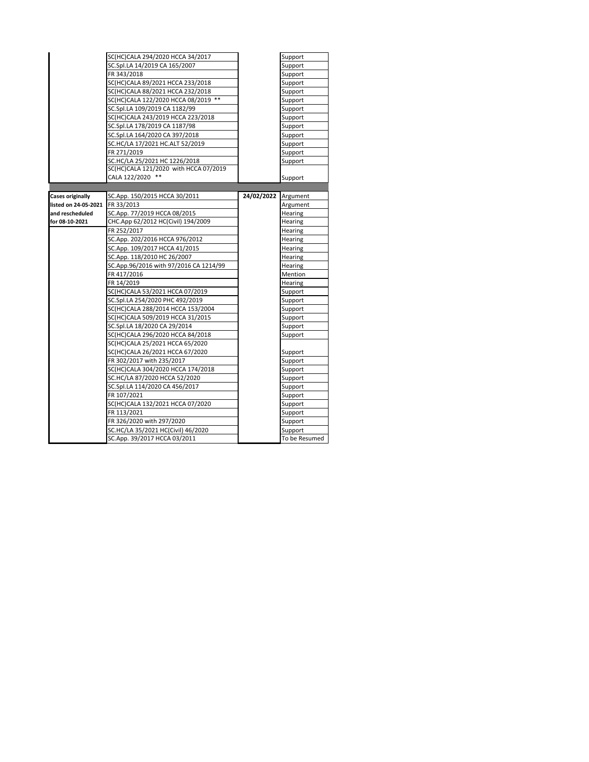| | | | |
|---|---|---|---|
| | SC(HC)CALA 294/2020 HCCA 34/2017 | | Support |
| | SC.Spl.LA 14/2019 CA 165/2007 | | Support |
| | FR 343/2018 | | Support |
| | SC(HC)CALA 89/2021 HCCA 233/2018 | | Support |
| | SC(HC)CALA 88/2021 HCCA 232/2018 | | Support |
| | SC(HC)CALA 122/2020 HCCA 08/2019 ** | | Support |
| | SC.Spl.LA 109/2019 CA 1182/99 | | Support |
| | SC(HC)CALA 243/2019 HCCA 223/2018 | | Support |
| | SC.Spl.LA 178/2019 CA 1187/98 | | Support |
| | SC.Spl.LA 164/2020 CA 397/2018 | | Support |
| | SC.HC/LA 17/2021 HC.ALT 52/2019 | | Support |
| | FR 271/2019 | | Support |
| | SC.HC/LA 25/2021 HC 1226/2018 | | Support |
| | SC(HC)CALA 121/2020 with HCCA 07/2019 CALA 122/2020 ** | | Support |
| | | | |
| **Cases originally listed on 24-05-2021 and rescheduled for 08-10-2021** | SC.App. 150/2015 HCCA 30/2011 | **24/02/2022** | Argument |
| | FR 33/2013 | | Argument |
| | SC.App. 77/2019 HCCA 08/2015 | | Hearing |
| | CHC.App 62/2012 HC(Civil) 194/2009 | | Hearing |
| | FR 252/2017 | | Hearing |
| | SC.App. 202/2016 HCCA 976/2012 | | Hearing |
| | SC.App. 109/2017 HCCA 41/2015 | | Hearing |
| | SC.App. 118/2010 HC 26/2007 | | Hearing |
| | SC.App.96/2016 with 97/2016 CA 1214/99 | | Hearing |
| | FR 417/2016 | | Mention |
| | FR 14/2019 | | Hearing |
| | SC(HC)CALA 53/2021 HCCA 07/2019 | | Support |
| | SC.Spl.LA 254/2020 PHC 492/2019 | | Support |
| | SC(HC)CALA 288/2014 HCCA 153/2004 | | Support |
| | SC(HC)CALA 509/2019 HCCA 31/2015 | | Support |
| | SC.Spl.LA 18/2020 CA 29/2014 | | Support |
| | SC(HC)CALA 296/2020 HCCA 84/2018 | | Support |
| | SC(HC)CALA 25/2021 HCCA 65/2020 SC(HC)CALA 26/2021 HCCA 67/2020 | | Support |
| | FR 302/2017 with 235/2017 | | Support |
| | SC(HC)CALA 304/2020 HCCA 174/2018 | | Support |
| | SC.HC/LA 87/2020 HCCA 52/2020 | | Support |
| | SC.Spl.LA 114/2020 CA 456/2017 | | Support |
| | FR 107/2021 | | Support |
| | SC(HC)CALA 132/2021 HCCA 07/2020 | | Support |
| | FR 113/2021 | | Support |
| | FR 326/2020 with 297/2020 | | Support |
| | SC.HC/LA 35/2021 HC(Civil) 46/2020 | | Support |
| | SC.App. 39/2017 HCCA 03/2011 | | To be Resumed |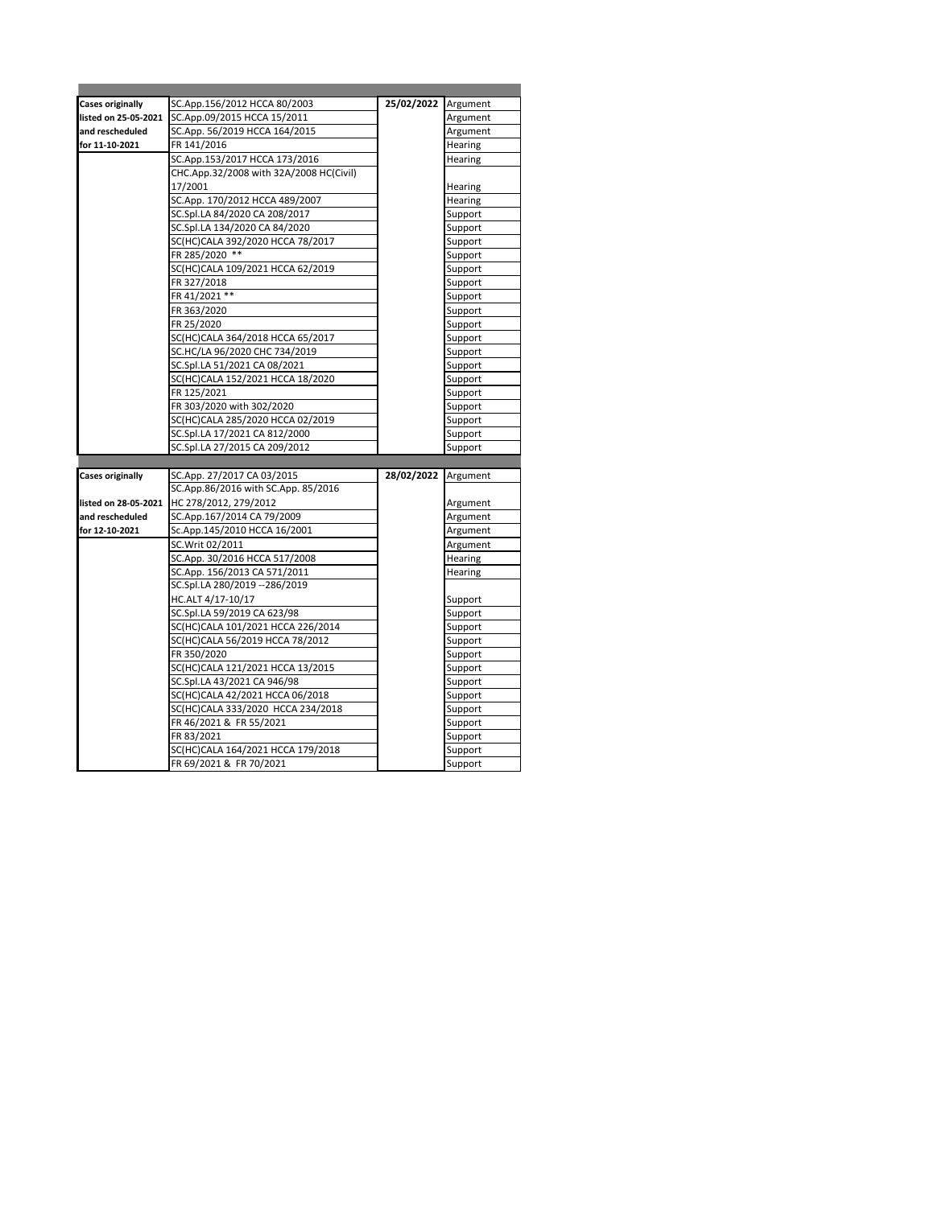| | | | |
|---|---|---|---|
| **Cases originally listed on 25-05-2021 and rescheduled for 11-10-2021** | SC.App.156/2012 HCCA 80/2003 | **25/02/2022** | Argument |
| | SC.App.09/2015 HCCA 15/2011 | | Argument |
| | SC.App. 56/2019 HCCA 164/2015 | | Argument |
| | FR 141/2016 | | Hearing |
| | SC.App.153/2017 HCCA 173/2016 | | Hearing |
| | CHC.App.32/2008 with 32A/2008 HC(Civil) 17/2001 | | Hearing |
| | SC.App. 170/2012 HCCA 489/2007 | | Hearing |
| | SC.Spl.LA 84/2020 CA 208/2017 | | Support |
| | SC.Spl.LA 134/2020 CA 84/2020 | | Support |
| | SC(HC)CALA 392/2020 HCCA 78/2017 | | Support |
| | FR 285/2020 ** | | Support |
| | SC(HC)CALA 109/2021 HCCA 62/2019 | | Support |
| | FR 327/2018 | | Support |
| | FR 41/2021 ** | | Support |
| | FR 363/2020 | | Support |
| | FR 25/2020 | | Support |
| | SC(HC)CALA 364/2018 HCCA 65/2017 | | Support |
| | SC.HC/LA 96/2020 CHC 734/2019 | | Support |
| | SC.Spl.LA 51/2021 CA 08/2021 | | Support |
| | SC(HC)CALA 152/2021 HCCA 18/2020 | | Support |
| | FR 125/2021 | | Support |
| | FR 303/2020 with 302/2020 | | Support |
| | SC(HC)CALA 285/2020 HCCA 02/2019 | | Support |
| | SC.Spl.LA 17/2021 CA 812/2000 | | Support |
| | SC.Spl.LA 27/2015 CA 209/2012 | | Support |
| **Cases originally listed on 28-05-2021 and rescheduled for 12-10-2021** | SC.App. 27/2017 CA 03/2015 | **28/02/2022** | Argument |
| | SC.App.86/2016 with SC.App. 85/2016 HC 278/2012, 279/2012 | | Argument |
| | SC.App.167/2014 CA 79/2009 | | Argument |
| | Sc.App.145/2010 HCCA 16/2001 | | Argument |
| | SC.Writ 02/2011 | | Argument |
| | SC.App. 30/2016 HCCA 517/2008 | | Hearing |
| | SC.App. 156/2013 CA 571/2011 | | Hearing |
| | SC.Spl.LA 280/2019 --286/2019 HC.ALT 4/17-10/17 | | Support |
| | SC.Spl.LA 59/2019 CA 623/98 | | Support |
| | SC(HC)CALA 101/2021 HCCA 226/2014 | | Support |
| | SC(HC)CALA 56/2019 HCCA 78/2012 | | Support |
| | FR 350/2020 | | Support |
| | SC(HC)CALA 121/2021 HCCA 13/2015 | | Support |
| | SC.Spl.LA 43/2021 CA 946/98 | | Support |
| | SC(HC)CALA 42/2021 HCCA 06/2018 | | Support |
| | SC(HC)CALA 333/2020 HCCA 234/2018 | | Support |
| | FR 46/2021 & FR 55/2021 | | Support |
| | FR 83/2021 | | Support |
| | SC(HC)CALA 164/2021 HCCA 179/2018 | | Support |
| | FR 69/2021 & FR 70/2021 | | Support |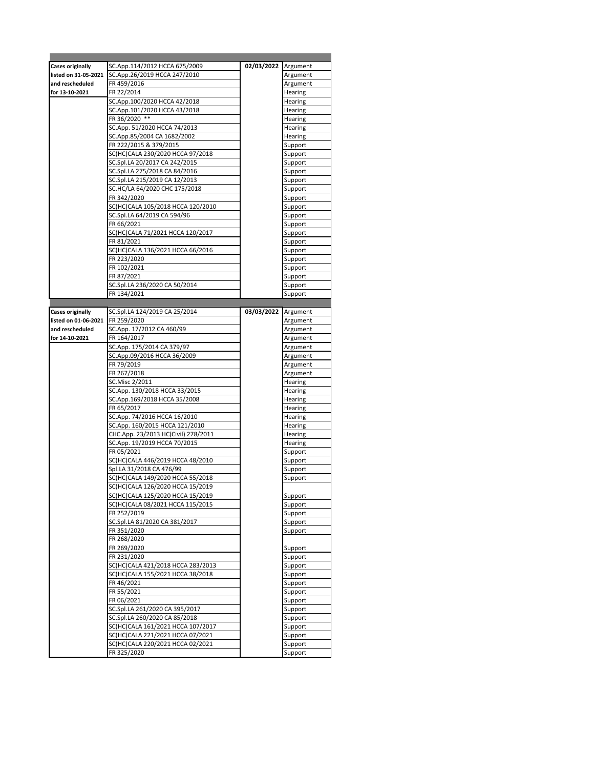| | | | |
|---|---|---|---|
| Cases originally listed on 31-05-2021 and rescheduled for 13-10-2021 | SC.App.114/2012 HCCA 675/2009 | 02/03/2022 | Argument |
| | SC.App.26/2019 HCCA 247/2010 | | Argument |
| | FR 459/2016 | | Argument |
| | FR 22/2014 | | Hearing |
| | SC.App.100/2020 HCCA 42/2018 | | Hearing |
| | SC.App.101/2020 HCCA 43/2018 | | Hearing |
| | FR 36/2020 ** | | Hearing |
| | SC.App. 51/2020 HCCA 74/2013 | | Hearing |
| | SC.App.85/2004 CA 1682/2002 | | Hearing |
| | FR 222/2015 & 379/2015 | | Support |
| | SC(HC)CALA 230/2020 HCCA 97/2018 | | Support |
| | SC.Spl.LA 20/2017 CA 242/2015 | | Support |
| | SC.Spl.LA 275/2018 CA 84/2016 | | Support |
| | SC.Spl.LA 215/2019 CA 12/2013 | | Support |
| | SC.HC/LA 64/2020 CHC 175/2018 | | Support |
| | FR 342/2020 | | Support |
| | SC(HC)CALA 105/2018 HCCA 120/2010 | | Support |
| | SC.Spl.LA 64/2019 CA 594/96 | | Support |
| | FR 66/2021 | | Support |
| | SC(HC)CALA 71/2021 HCCA 120/2017 | | Support |
| | FR 81/2021 | | Support |
| | SC(HC)CALA 136/2021 HCCA 66/2016 | | Support |
| | FR 223/2020 | | Support |
| | FR 102/2021 | | Support |
| | FR 87/2021 | | Support |
| | SC.Spl.LA 236/2020 CA 50/2014 | | Support |
| | FR 134/2021 | | Support |
| Cases originally listed on 01-06-2021 and rescheduled for 14-10-2021 | SC.Spl.LA 124/2019 CA 25/2014 | 03/03/2022 | Argument |
| | FR 259/2020 | | Argument |
| | SC.App. 17/2012 CA 460/99 | | Argument |
| | FR 164/2017 | | Argument |
| | SC.App. 175/2014 CA 379/97 | | Argument |
| | SC.App.09/2016 HCCA 36/2009 | | Argument |
| | FR 79/2019 | | Argument |
| | FR 267/2018 | | Argument |
| | SC.Misc 2/2011 | | Hearing |
| | SC.App. 130/2018 HCCA 33/2015 | | Hearing |
| | SC.App.169/2018 HCCA 35/2008 | | Hearing |
| | FR 65/2017 | | Hearing |
| | SC.App. 74/2016 HCCA 16/2010 | | Hearing |
| | SC.App. 160/2015 HCCA 121/2010 | | Hearing |
| | CHC.App. 23/2013 HC(Civil) 278/2011 | | Hearing |
| | SC.App. 19/2019 HCCA 70/2015 | | Hearing |
| | FR 05/2021 | | Support |
| | SC(HC)CALA 446/2019 HCCA 48/2010 | | Support |
| | Spl.LA 31/2018 CA 476/99 | | Support |
| | SC(HC)CALA 149/2020 HCCA 55/2018 | | Support |
| | SC(HC)CALA 126/2020 HCCA 15/2019<br>SC(HC)CALA 125/2020 HCCA 15/2019 | | Support |
| | SC(HC)CALA 08/2021 HCCA 115/2015 | | Support |
| | FR 252/2019 | | Support |
| | SC.Spl.LA 81/2020 CA 381/2017 | | Support |
| | FR 351/2020 | | Support |
| | FR 268/2020<br>FR 269/2020 | | Support |
| | FR 231/2020 | | Support |
| | SC(HC)CALA 421/2018 HCCA 283/2013 | | Support |
| | SC(HC)CALA 155/2021 HCCA 38/2018 | | Support |
| | FR 46/2021 | | Support |
| | FR 55/2021 | | Support |
| | FR 06/2021 | | Support |
| | SC.Spl.LA 261/2020 CA 395/2017 | | Support |
| | SC.Spl.LA 260/2020 CA 85/2018 | | Support |
| | SC(HC)CALA 161/2021 HCCA 107/2017 | | Support |
| | SC(HC)CALA 221/2021 HCCA 07/2021 | | Support |
| | SC(HC)CALA 220/2021 HCCA 02/2021 | | Support |
| | FR 325/2020 | | Support |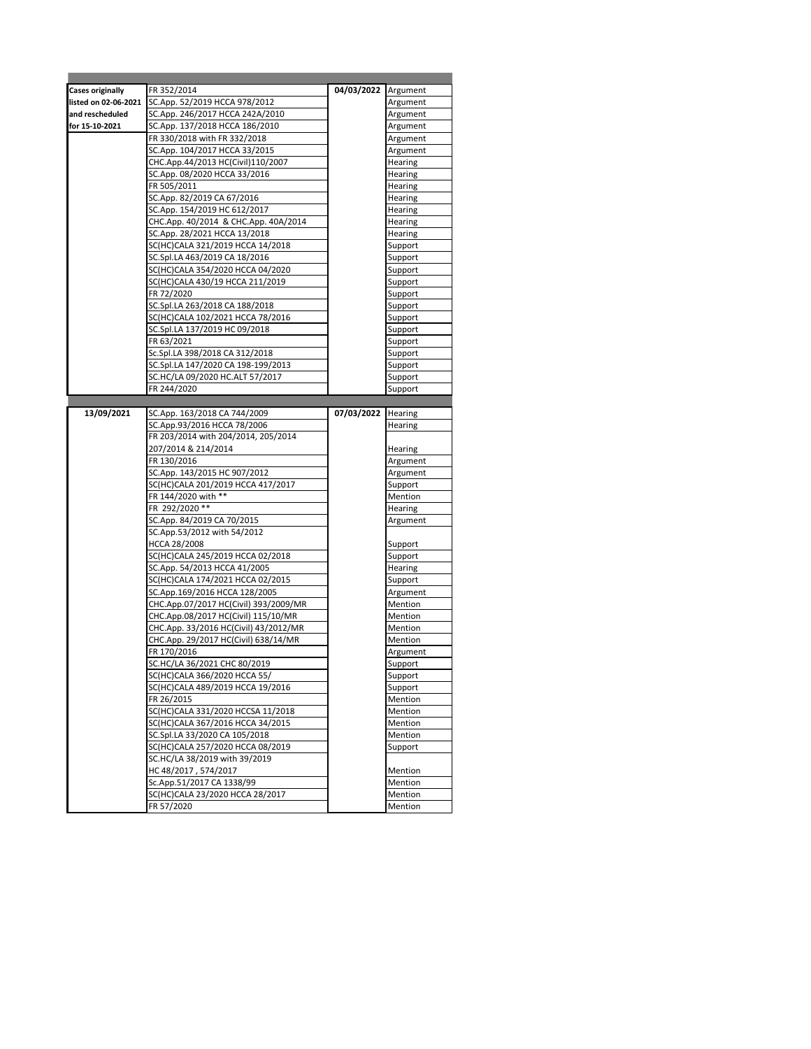| | | | |
|---|---|---|---|
| **Cases originally listed on 02-06-2021 and rescheduled for 15-10-2021** | FR 352/2014 | **04/03/2022** | Argument |
| | SC.App. 52/2019 HCCA 978/2012 | | Argument |
| | SC.App. 246/2017 HCCA 242A/2010 | | Argument |
| | SC.App. 137/2018 HCCA 186/2010 | | Argument |
| | FR 330/2018 with FR 332/2018 | | Argument |
| | SC.App. 104/2017 HCCA 33/2015 | | Argument |
| | CHC.App.44/2013 HC(Civil)110/2007 | | Hearing |
| | SC.App. 08/2020 HCCA 33/2016 | | Hearing |
| | FR 505/2011 | | Hearing |
| | SC.App. 82/2019 CA 67/2016 | | Hearing |
| | SC.App. 154/2019 HC 612/2017 | | Hearing |
| | CHC.App. 40/2014 & CHC.App. 40A/2014 | | Hearing |
| | SC.App. 28/2021 HCCA 13/2018 | | Hearing |
| | SC(HC)CALA 321/2019 HCCA 14/2018 | | Support |
| | SC.Spl.LA 463/2019 CA 18/2016 | | Support |
| | SC(HC)CALA 354/2020 HCCA 04/2020 | | Support |
| | SC(HC)CALA 430/19 HCCA 211/2019 | | Support |
| | FR 72/2020 | | Support |
| | SC.Spl.LA 263/2018 CA 188/2018 | | Support |
| | SC(HC)CALA 102/2021 HCCA 78/2016 | | Support |
| | SC.Spl.LA 137/2019 HC 09/2018 | | Support |
| | FR 63/2021 | | Support |
| | Sc.Spl.LA 398/2018 CA 312/2018 | | Support |
| | SC.Spl.LA 147/2020 CA 198-199/2013 | | Support |
| | SC.HC/LA 09/2020 HC.ALT 57/2017 | | Support |
| | FR 244/2020 | | Support |

| | | | |
|---|---|---|---|
| **13/09/2021** | SC.App. 163/2018 CA 744/2009 | **07/03/2022** | Hearing |
| | SC.App.93/2016 HCCA 78/2006 | | Hearing |
| | FR 203/2014 with 204/2014, 205/2014 207/2014 & 214/2014 | | Hearing |
| | FR 130/2016 | | Argument |
| | SC.App. 143/2015 HC 907/2012 | | Argument |
| | SC(HC)CALA 201/2019 HCCA 417/2017 | | Support |
| | FR 144/2020 with ** | | Mention |
| | FR 292/2020 ** | | Hearing |
| | SC.App. 84/2019 CA 70/2015 | | Argument |
| | SC.App.53/2012 with 54/2012 HCCA 28/2008 | | Support |
| | SC(HC)CALA 245/2019 HCCA 02/2018 | | Support |
| | SC.App. 54/2013 HCCA 41/2005 | | Hearing |
| | SC(HC)CALA 174/2021 HCCA 02/2015 | | Support |
| | SC.App.169/2016 HCCA 128/2005 | | Argument |
| | CHC.App.07/2017 HC(Civil) 393/2009/MR | | Mention |
| | CHC.App.08/2017 HC(Civil) 115/10/MR | | Mention |
| | CHC.App. 33/2016 HC(Civil) 43/2012/MR | | Mention |
| | CHC.App. 29/2017 HC(Civil) 638/14/MR | | Mention |
| | FR 170/2016 | | Argument |
| | SC.HC/LA 36/2021 CHC 80/2019 | | Support |
| | SC(HC)CALA 366/2020 HCCA 55/ | | Support |
| | SC(HC)CALA 489/2019 HCCA 19/2016 | | Support |
| | FR 26/2015 | | Mention |
| | SC(HC)CALA 331/2020 HCCSA 11/2018 | | Mention |
| | SC(HC)CALA 367/2016 HCCA 34/2015 | | Mention |
| | SC.Spl.LA 33/2020 CA 105/2018 | | Mention |
| | SC(HC)CALA 257/2020 HCCA 08/2019 | | Support |
| | SC.HC/LA 38/2019 with 39/2019 HC 48/2017 , 574/2017 | | Mention |
| | Sc.App.51/2017 CA 1338/99 | | Mention |
| | SC(HC)CALA 23/2020 HCCA 28/2017 | | Mention |
| | FR 57/2020 | | Mention |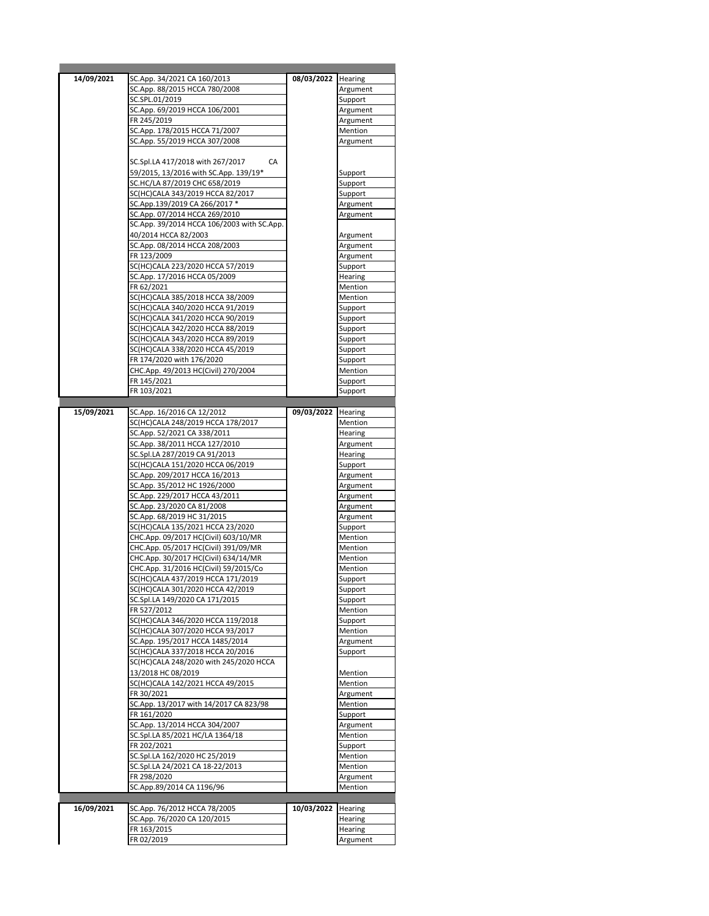| | | | |
|---|---|---|---|
| **14/09/2021** | SC.App. 34/2021 CA 160/2013 | **08/03/2022** | Hearing |
| | SC.App. 88/2015 HCCA 780/2008 | | Argument |
| | SC.SPL.01/2019 | | Support |
| | SC.App. 69/2019 HCCA 106/2001 | | Argument |
| | FR 245/2019 | | Argument |
| | SC.App. 178/2015 HCCA 71/2007 | | Mention |
| | SC.App. 55/2019 HCCA 307/2008 | | Argument |
| | SC.Spl.LA 417/2018 with 267/2017 CA 59/2015, 13/2016 with SC.App. 139/19* | | Support |
| | SC.HC/LA 87/2019 CHC 658/2019 | | Support |
| | SC(HC)CALA 343/2019 HCCA 82/2017 | | Support |
| | SC.App.139/2019 CA 266/2017 * | | Argument |
| | SC.App. 07/2014 HCCA 269/2010 | | Argument |
| | SC.App. 39/2014 HCCA 106/2003 with SC.App. 40/2014 HCCA 82/2003 | | Argument |
| | SC.App. 08/2014 HCCA 208/2003 | | Argument |
| | FR 123/2009 | | Argument |
| | SC(HC)CALA 223/2020 HCCA 57/2019 | | Support |
| | SC.App. 17/2016 HCCA 05/2009 | | Hearing |
| | FR 62/2021 | | Mention |
| | SC(HC)CALA 385/2018 HCCA 38/2009 | | Mention |
| | SC(HC)CALA 340/2020 HCCA 91/2019 | | Support |
| | SC(HC)CALA 341/2020 HCCA 90/2019 | | Support |
| | SC(HC)CALA 342/2020 HCCA 88/2019 | | Support |
| | SC(HC)CALA 343/2020 HCCA 89/2019 | | Support |
| | SC(HC)CALA 338/2020 HCCA 45/2019 | | Support |
| | FR 174/2020 with 176/2020 | | Support |
| | CHC.App. 49/2013 HC(Civil) 270/2004 | | Mention |
| | FR 145/2021 | | Support |
| | FR 103/2021 | | Support |
| **15/09/2021** | SC.App. 16/2016 CA 12/2012 | **09/03/2022** | Hearing |
| | SC(HC)CALA 248/2019 HCCA 178/2017 | | Mention |
| | SC.App. 52/2021 CA 338/2011 | | Hearing |
| | SC.App. 38/2011 HCCA 127/2010 | | Argument |
| | SC.Spl.LA 287/2019 CA 91/2013 | | Hearing |
| | SC(HC)CALA 151/2020 HCCA 06/2019 | | Support |
| | SC.App. 209/2017 HCCA 16/2013 | | Argument |
| | SC.App. 35/2012 HC 1926/2000 | | Argument |
| | SC.App. 229/2017 HCCA 43/2011 | | Argument |
| | SC.App. 23/2020 CA 81/2008 | | Argument |
| | SC.App. 68/2019 HC 31/2015 | | Argument |
| | SC(HC)CALA 135/2021 HCCA 23/2020 | | Support |
| | CHC.App. 09/2017 HC(Civil) 603/10/MR | | Mention |
| | CHC.App. 05/2017 HC(Civil) 391/09/MR | | Mention |
| | CHC.App. 30/2017 HC(Civil) 634/14/MR | | Mention |
| | CHC.App. 31/2016 HC(Civil) 59/2015/Co | | Mention |
| | SC(HC)CALA 437/2019 HCCA 171/2019 | | Support |
| | SC(HC)CALA 301/2020 HCCA 42/2019 | | Support |
| | SC.Spl.LA 149/2020 CA 171/2015 | | Support |
| | FR 527/2012 | | Mention |
| | SC(HC)CALA 346/2020 HCCA 119/2018 | | Support |
| | SC(HC)CALA 307/2020 HCCA 93/2017 | | Mention |
| | SC.App. 195/2017 HCCA 1485/2014 | | Argument |
| | SC(HC)CALA 337/2018 HCCA 20/2016 | | Support |
| | SC(HC)CALA 248/2020 with 245/2020 HCCA 13/2018 HC 08/2019 | | Mention |
| | SC(HC)CALA 142/2021 HCCA 49/2015 | | Mention |
| | FR 30/2021 | | Argument |
| | SC.App. 13/2017 with 14/2017 CA 823/98 | | Mention |
| | FR 161/2020 | | Support |
| | SC.App. 13/2014 HCCA 304/2007 | | Argument |
| | SC.Spl.LA 85/2021 HC/LA 1364/18 | | Mention |
| | FR 202/2021 | | Support |
| | SC.Spl.LA 162/2020 HC 25/2019 | | Mention |
| | SC.Spl.LA 24/2021 CA 18-22/2013 | | Mention |
| | FR 298/2020 | | Argument |
| | SC.App.89/2014 CA 1196/96 | | Mention |
| **16/09/2021** | SC.App. 76/2012 HCCA 78/2005 | **10/03/2022** | Hearing |
| | SC.App. 76/2020 CA 120/2015 | | Hearing |
| | FR 163/2015 | | Hearing |
| | FR 02/2019 | | Argument |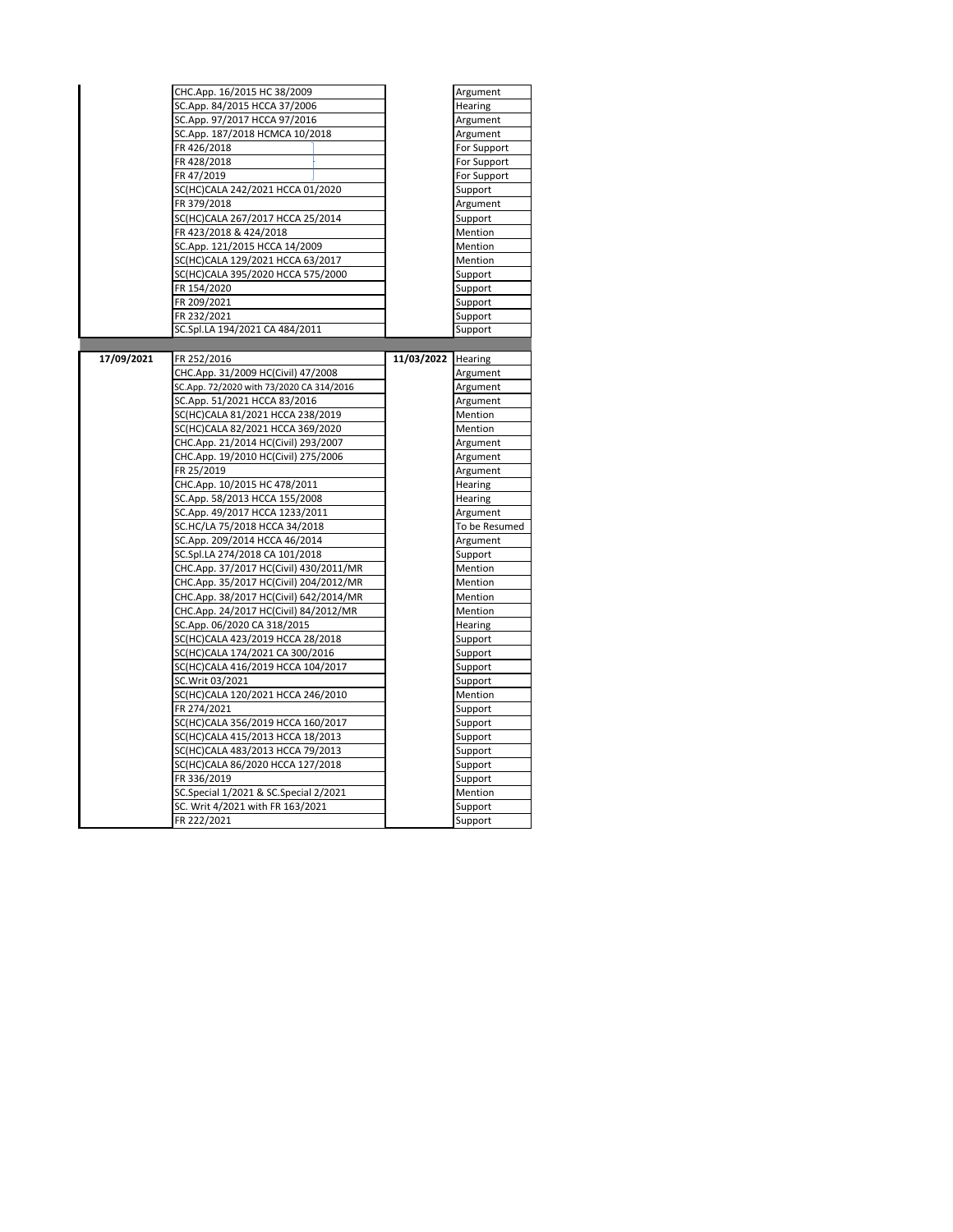| | | | |
|---|---|---|---|
| | CHC.App. 16/2015 HC 38/2009 | | Argument |
| | SC.App. 84/2015 HCCA 37/2006 | | Hearing |
| | SC.App. 97/2017 HCCA 97/2016 | | Argument |
| | SC.App. 187/2018 HCMCA 10/2018 | | Argument |
| | FR 426/2018 | | For Support |
| | FR 428/2018 | | For Support |
| | FR 47/2019 | | For Support |
| | SC(HC)CALA 242/2021 HCCA 01/2020 | | Support |
| | FR 379/2018 | | Argument |
| | SC(HC)CALA 267/2017 HCCA 25/2014 | | Support |
| | FR 423/2018 & 424/2018 | | Mention |
| | SC.App. 121/2015 HCCA 14/2009 | | Mention |
| | SC(HC)CALA 129/2021 HCCA 63/2017 | | Mention |
| | SC(HC)CALA 395/2020 HCCA 575/2000 | | Support |
| | FR 154/2020 | | Support |
| | FR 209/2021 | | Support |
| | FR 232/2021 | | Support |
| | SC.Spl.LA 194/2021 CA 484/2011 | | Support |
| | | | |
| **17/09/2021** | FR 252/2016 | **11/03/2022** | Hearing |
| | CHC.App. 31/2009 HC(Civil) 47/2008 | | Argument |
| | SC.App. 72/2020 with 73/2020 CA 314/2016 | | Argument |
| | SC.App. 51/2021 HCCA 83/2016 | | Argument |
| | SC(HC)CALA 81/2021 HCCA 238/2019 | | Mention |
| | SC(HC)CALA 82/2021 HCCA 369/2020 | | Mention |
| | CHC.App. 21/2014 HC(Civil) 293/2007 | | Argument |
| | CHC.App. 19/2010 HC(Civil) 275/2006 | | Argument |
| | FR 25/2019 | | Argument |
| | CHC.App. 10/2015 HC 478/2011 | | Hearing |
| | SC.App. 58/2013 HCCA 155/2008 | | Hearing |
| | SC.App. 49/2017 HCCA 1233/2011 | | Argument |
| | SC.HC/LA 75/2018 HCCA 34/2018 | | To be Resumed |
| | SC.App. 209/2014 HCCA 46/2014 | | Argument |
| | SC.Spl.LA 274/2018 CA 101/2018 | | Support |
| | CHC.App. 37/2017 HC(Civil) 430/2011/MR | | Mention |
| | CHC.App. 35/2017 HC(Civil) 204/2012/MR | | Mention |
| | CHC.App. 38/2017 HC(Civil) 642/2014/MR | | Mention |
| | CHC.App. 24/2017 HC(Civil) 84/2012/MR | | Mention |
| | SC.App. 06/2020 CA 318/2015 | | Hearing |
| | SC(HC)CALA 423/2019 HCCA 28/2018 | | Support |
| | SC(HC)CALA 174/2021 CA 300/2016 | | Support |
| | SC(HC)CALA 416/2019 HCCA 104/2017 | | Support |
| | SC.Writ 03/2021 | | Support |
| | SC(HC)CALA 120/2021 HCCA 246/2010 | | Mention |
| | FR 274/2021 | | Support |
| | SC(HC)CALA 356/2019 HCCA 160/2017 | | Support |
| | SC(HC)CALA 415/2013 HCCA 18/2013 | | Support |
| | SC(HC)CALA 483/2013 HCCA 79/2013 | | Support |
| | SC(HC)CALA 86/2020 HCCA 127/2018 | | Support |
| | FR 336/2019 | | Support |
| | SC.Special 1/2021 & SC.Special 2/2021 | | Mention |
| | SC. Writ 4/2021 with FR 163/2021 | | Support |
| | FR 222/2021 | | Support |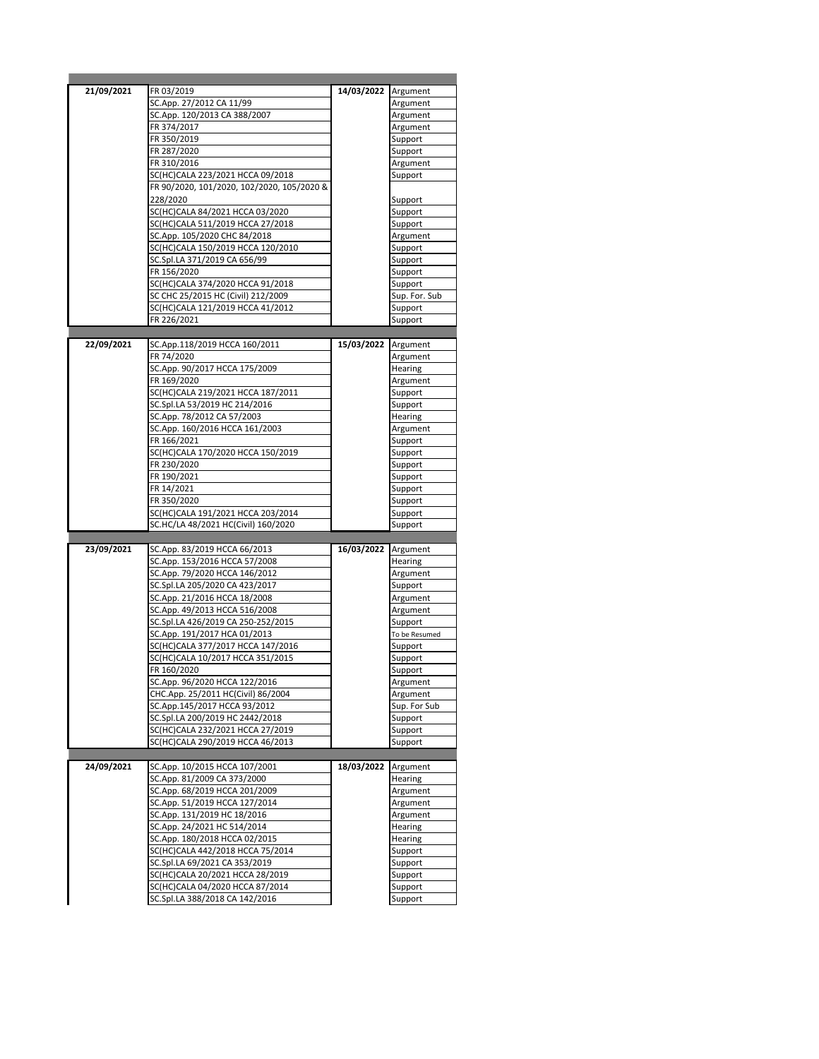| | | | |
|---|---|---|---|
| 21/09/2021 | FR 03/2019 | 14/03/2022 | Argument |
| | SC.App. 27/2012 CA 11/99 | | Argument |
| | SC.App. 120/2013 CA 388/2007 | | Argument |
| | FR 374/2017 | | Argument |
| | FR 350/2019 | | Support |
| | FR 287/2020 | | Support |
| | FR 310/2016 | | Argument |
| | SC(HC)CALA 223/2021 HCCA 09/2018 | | Support |
| | FR 90/2020, 101/2020, 102/2020, 105/2020 & 228/2020 | | Support |
| | SC(HC)CALA 84/2021 HCCA 03/2020 | | Support |
| | SC(HC)CALA 511/2019 HCCA 27/2018 | | Support |
| | SC.App. 105/2020 CHC 84/2018 | | Argument |
| | SC(HC)CALA 150/2019 HCCA 120/2010 | | Support |
| | SC.Spl.LA 371/2019 CA 656/99 | | Support |
| | FR 156/2020 | | Support |
| | SC(HC)CALA 374/2020 HCCA 91/2018 | | Support |
| | SC CHC 25/2015 HC (Civil) 212/2009 | | Sup. For. Sub |
| | SC(HC)CALA 121/2019 HCCA 41/2012 | | Support |
| | FR 226/2021 | | Support |
| | | | |
| 22/09/2021 | SC.App.118/2019 HCCA 160/2011 | 15/03/2022 | Argument |
| | FR 74/2020 | | Argument |
| | SC.App. 90/2017 HCCA 175/2009 | | Hearing |
| | FR 169/2020 | | Argument |
| | SC(HC)CALA 219/2021 HCCA 187/2011 | | Support |
| | SC.Spl.LA 53/2019 HC 214/2016 | | Support |
| | SC.App. 78/2012 CA 57/2003 | | Hearing |
| | SC.App. 160/2016 HCCA 161/2003 | | Argument |
| | FR 166/2021 | | Support |
| | SC(HC)CALA 170/2020 HCCA 150/2019 | | Support |
| | FR 230/2020 | | Support |
| | FR 190/2021 | | Support |
| | FR 14/2021 | | Support |
| | FR 350/2020 | | Support |
| | SC(HC)CALA 191/2021 HCCA 203/2014 | | Support |
| | SC.HC/LA 48/2021 HC(Civil) 160/2020 | | Support |
| | | | |
| 23/09/2021 | SC.App. 83/2019 HCCA 66/2013 | 16/03/2022 | Argument |
| | SC.App. 153/2016 HCCA 57/2008 | | Hearing |
| | SC.App. 79/2020 HCCA 146/2012 | | Argument |
| | SC.Spl.LA 205/2020 CA 423/2017 | | Support |
| | SC.App. 21/2016 HCCA 18/2008 | | Argument |
| | SC.App. 49/2013 HCCA 516/2008 | | Argument |
| | SC.Spl.LA 426/2019 CA 250-252/2015 | | Support |
| | SC.App. 191/2017 HCA 01/2013 | | To be Resumed |
| | SC(HC)CALA 377/2017 HCCA 147/2016 | | Support |
| | SC(HC)CALA 10/2017 HCCA 351/2015 | | Support |
| | FR 160/2020 | | Support |
| | SC.App. 96/2020 HCCA 122/2016 | | Argument |
| | CHC.App. 25/2011 HC(Civil) 86/2004 | | Argument |
| | SC.App.145/2017 HCCA 93/2012 | | Sup. For Sub |
| | SC.Spl.LA 200/2019 HC 2442/2018 | | Support |
| | SC(HC)CALA 232/2021 HCCA 27/2019 | | Support |
| | SC(HC)CALA 290/2019 HCCA 46/2013 | | Support |
| | | | |
| 24/09/2021 | SC.App. 10/2015 HCCA 107/2001 | 18/03/2022 | Argument |
| | SC.App. 81/2009 CA 373/2000 | | Hearing |
| | SC.App. 68/2019 HCCA 201/2009 | | Argument |
| | SC.App. 51/2019 HCCA 127/2014 | | Argument |
| | SC.App. 131/2019 HC 18/2016 | | Argument |
| | SC.App. 24/2021 HC 514/2014 | | Hearing |
| | SC.App. 180/2018 HCCA 02/2015 | | Hearing |
| | SC(HC)CALA 442/2018 HCCA 75/2014 | | Support |
| | SC.Spl.LA 69/2021 CA 353/2019 | | Support |
| | SC(HC)CALA 20/2021 HCCA 28/2019 | | Support |
| | SC(HC)CALA 04/2020 HCCA 87/2014 | | Support |
| | SC.Spl.LA 388/2018 CA 142/2016 | | Support |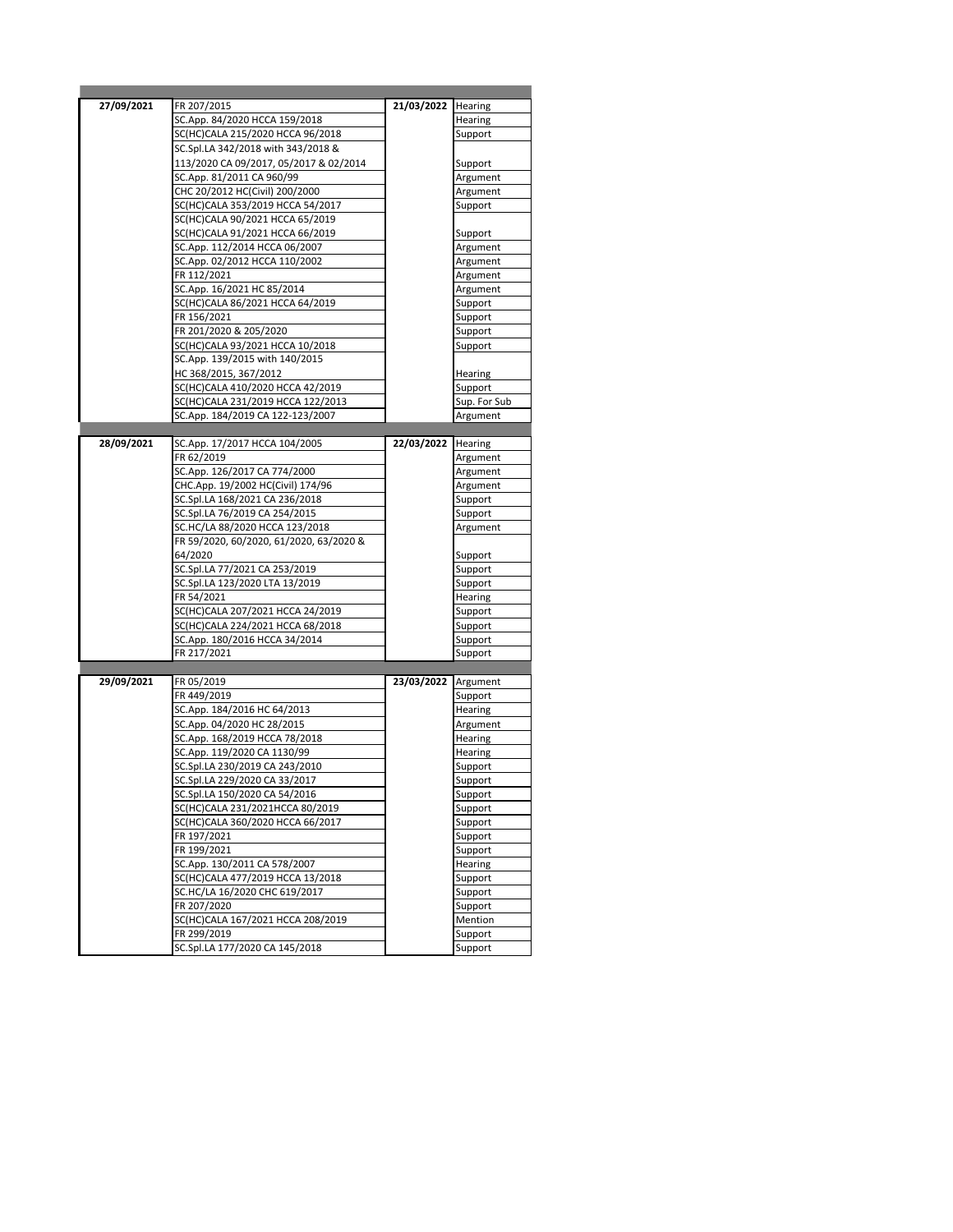| | | | |
|---|---|---|---|
| **27/09/2021** | FR 207/2015 | **21/03/2022** | Hearing |
| | SC.App. 84/2020 HCCA 159/2018 | | Hearing |
| | SC(HC)CALA 215/2020 HCCA 96/2018 | | Support |
| | SC.Spl.LA 342/2018 with 343/2018 & 113/2020 CA 09/2017, 05/2017 & 02/2014 | | Support |
| | SC.App. 81/2011 CA 960/99 | | Argument |
| | CHC 20/2012 HC(Civil) 200/2000 | | Argument |
| | SC(HC)CALA 353/2019 HCCA 54/2017 | | Support |
| | SC(HC)CALA 90/2021 HCCA 65/2019 SC(HC)CALA 91/2021 HCCA 66/2019 | | Support |
| | SC.App. 112/2014 HCCA 06/2007 | | Argument |
| | SC.App. 02/2012 HCCA 110/2002 | | Argument |
| | FR 112/2021 | | Argument |
| | SC.App. 16/2021 HC 85/2014 | | Argument |
| | SC(HC)CALA 86/2021 HCCA 64/2019 | | Support |
| | FR 156/2021 | | Support |
| | FR 201/2020 & 205/2020 | | Support |
| | SC(HC)CALA 93/2021 HCCA 10/2018 | | Support |
| | SC.App. 139/2015 with 140/2015 HC 368/2015, 367/2012 | | Hearing |
| | SC(HC)CALA 410/2020 HCCA 42/2019 | | Support |
| | SC(HC)CALA 231/2019 HCCA 122/2013 | | Sup. For Sub |
| | SC.App. 184/2019 CA 122-123/2007 | | Argument |
| **28/09/2021** | SC.App. 17/2017 HCCA 104/2005 | **22/03/2022** | Hearing |
| | FR 62/2019 | | Argument |
| | SC.App. 126/2017 CA 774/2000 | | Argument |
| | CHC.App. 19/2002 HC(Civil) 174/96 | | Argument |
| | SC.Spl.LA 168/2021 CA 236/2018 | | Support |
| | SC.Spl.LA 76/2019 CA 254/2015 | | Support |
| | SC.HC/LA 88/2020 HCCA 123/2018 | | Argument |
| | FR 59/2020, 60/2020, 61/2020, 63/2020 & 64/2020 | | Support |
| | SC.Spl.LA 77/2021 CA 253/2019 | | Support |
| | SC.Spl.LA 123/2020 LTA 13/2019 | | Support |
| | FR 54/2021 | | Hearing |
| | SC(HC)CALA 207/2021 HCCA 24/2019 | | Support |
| | SC(HC)CALA 224/2021 HCCA 68/2018 | | Support |
| | SC.App. 180/2016 HCCA 34/2014 | | Support |
| | FR 217/2021 | | Support |
| **29/09/2021** | FR 05/2019 | **23/03/2022** | Argument |
| | FR 449/2019 | | Support |
| | SC.App. 184/2016 HC 64/2013 | | Hearing |
| | SC.App. 04/2020 HC 28/2015 | | Argument |
| | SC.App. 168/2019 HCCA 78/2018 | | Hearing |
| | SC.App. 119/2020 CA 1130/99 | | Hearing |
| | SC.Spl.LA 230/2019 CA 243/2010 | | Support |
| | SC.Spl.LA 229/2020 CA 33/2017 | | Support |
| | SC.Spl.LA 150/2020 CA 54/2016 | | Support |
| | SC(HC)CALA 231/2021HCCA 80/2019 | | Support |
| | SC(HC)CALA 360/2020 HCCA 66/2017 | | Support |
| | FR 197/2021 | | Support |
| | FR 199/2021 | | Support |
| | SC.App. 130/2011 CA 578/2007 | | Hearing |
| | SC(HC)CALA 477/2019 HCCA 13/2018 | | Support |
| | SC.HC/LA 16/2020 CHC 619/2017 | | Support |
| | FR 207/2020 | | Support |
| | SC(HC)CALA 167/2021 HCCA 208/2019 | | Mention |
| | FR 299/2019 | | Support |
| | SC.Spl.LA 177/2020 CA 145/2018 | | Support |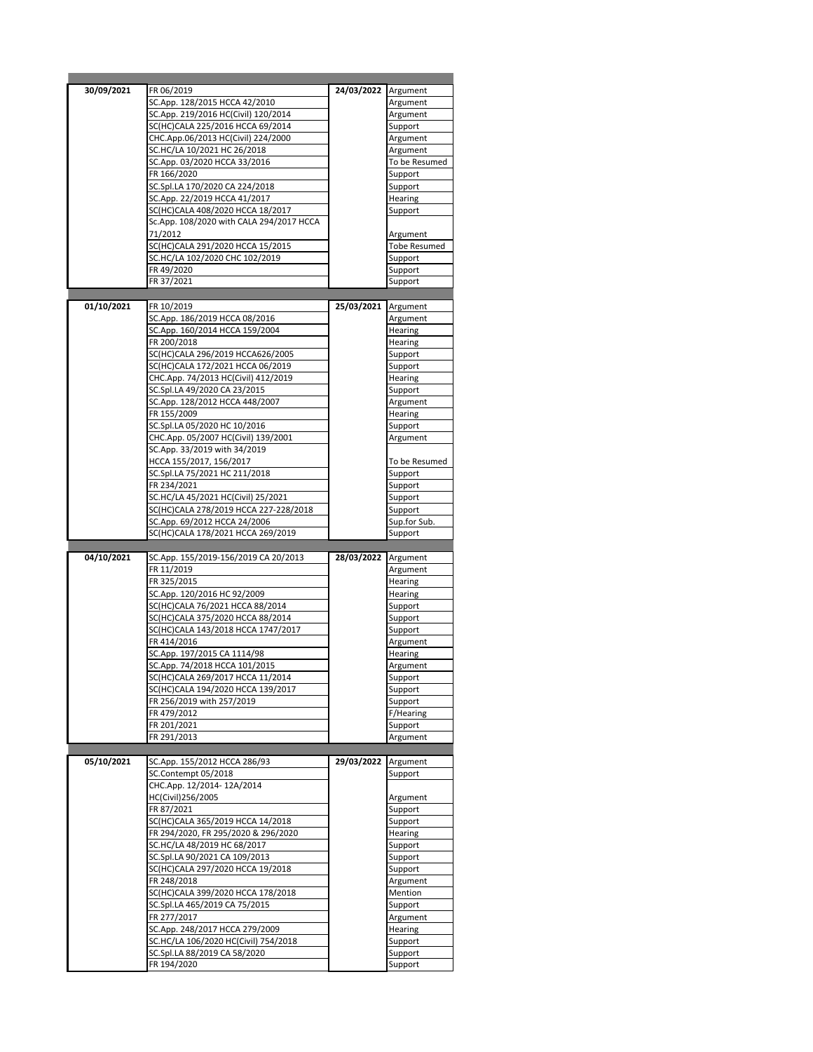| | | | |
|---|---|---|---|
| 30/09/2021 | FR 06/2019 | 24/03/2022 | Argument |
| | SC.App. 128/2015 HCCA 42/2010 | | Argument |
| | SC.App. 219/2016 HC(Civil) 120/2014 | | Argument |
| | SC(HC)CALA 225/2016 HCCA 69/2014 | | Support |
| | CHC.App.06/2013 HC(Civil) 224/2000 | | Argument |
| | SC.HC/LA 10/2021 HC 26/2018 | | Argument |
| | SC.App. 03/2020 HCCA 33/2016 | | To be Resumed |
| | FR 166/2020 | | Support |
| | SC.Spl.LA 170/2020 CA 224/2018 | | Support |
| | SC.App. 22/2019 HCCA 41/2017 | | Hearing |
| | SC(HC)CALA 408/2020 HCCA 18/2017 | | Support |
| | Sc.App. 108/2020 with CALA 294/2017 HCCA 71/2012 | | Argument |
| | SC(HC)CALA 291/2020 HCCA 15/2015 | | Tobe Resumed |
| | SC.HC/LA 102/2020 CHC 102/2019 | | Support |
| | FR 49/2020 | | Support |
| | FR 37/2021 | | Support |
| 01/10/2021 | FR 10/2019 | 25/03/2021 | Argument |
| | SC.App. 186/2019 HCCA 08/2016 | | Argument |
| | SC.App. 160/2014 HCCA 159/2004 | | Hearing |
| | FR 200/2018 | | Hearing |
| | SC(HC)CALA 296/2019 HCCA626/2005 | | Support |
| | SC(HC)CALA 172/2021 HCCA 06/2019 | | Support |
| | CHC.App. 74/2013 HC(Civil) 412/2019 | | Hearing |
| | SC.Spl.LA 49/2020 CA 23/2015 | | Support |
| | SC.App. 128/2012 HCCA 448/2007 | | Argument |
| | FR 155/2009 | | Hearing |
| | SC.Spl.LA 05/2020 HC 10/2016 | | Support |
| | CHC.App. 05/2007 HC(Civil) 139/2001 | | Argument |
| | SC.App. 33/2019 with 34/2019 HCCA 155/2017, 156/2017 | | To be Resumed |
| | SC.Spl.LA 75/2021 HC 211/2018 | | Support |
| | FR 234/2021 | | Support |
| | SC.HC/LA 45/2021 HC(Civil) 25/2021 | | Support |
| | SC(HC)CALA 278/2019 HCCA 227-228/2018 | | Support |
| | SC.App. 69/2012 HCCA 24/2006 | | Sup.for Sub. |
| | SC(HC)CALA 178/2021 HCCA 269/2019 | | Support |
| 04/10/2021 | SC.App. 155/2019-156/2019 CA 20/2013 | 28/03/2022 | Argument |
| | FR 11/2019 | | Argument |
| | FR 325/2015 | | Hearing |
| | SC.App. 120/2016 HC 92/2009 | | Hearing |
| | SC(HC)CALA 76/2021 HCCA 88/2014 | | Support |
| | SC(HC)CALA 375/2020 HCCA 88/2014 | | Support |
| | SC(HC)CALA 143/2018 HCCA 1747/2017 | | Support |
| | FR 414/2016 | | Argument |
| | SC.App. 197/2015 CA 1114/98 | | Hearing |
| | SC.App. 74/2018 HCCA 101/2015 | | Argument |
| | SC(HC)CALA 269/2017 HCCA 11/2014 | | Support |
| | SC(HC)CALA 194/2020 HCCA 139/2017 | | Support |
| | FR 256/2019 with 257/2019 | | Support |
| | FR 479/2012 | | F/Hearing |
| | FR 201/2021 | | Support |
| | FR 291/2013 | | Argument |
| 05/10/2021 | SC.App. 155/2012 HCCA 286/93 | 29/03/2022 | Argument |
| | SC.Contempt 05/2018 | | Support |
| | CHC.App. 12/2014- 12A/2014 HC(Civil)256/2005 | | Argument |
| | FR 87/2021 | | Support |
| | SC(HC)CALA 365/2019 HCCA 14/2018 | | Support |
| | FR 294/2020, FR 295/2020 & 296/2020 | | Hearing |
| | SC.HC/LA 48/2019 HC 68/2017 | | Support |
| | SC.Spl.LA 90/2021 CA 109/2013 | | Support |
| | SC(HC)CALA 297/2020 HCCA 19/2018 | | Support |
| | FR 248/2018 | | Argument |
| | SC(HC)CALA 399/2020 HCCA 178/2018 | | Mention |
| | SC.Spl.LA 465/2019 CA 75/2015 | | Support |
| | FR 277/2017 | | Argument |
| | SC.App. 248/2017 HCCA 279/2009 | | Hearing |
| | SC.HC/LA 106/2020 HC(Civil) 754/2018 | | Support |
| | SC.Spl.LA 88/2019 CA 58/2020 | | Support |
| | FR 194/2020 | | Support |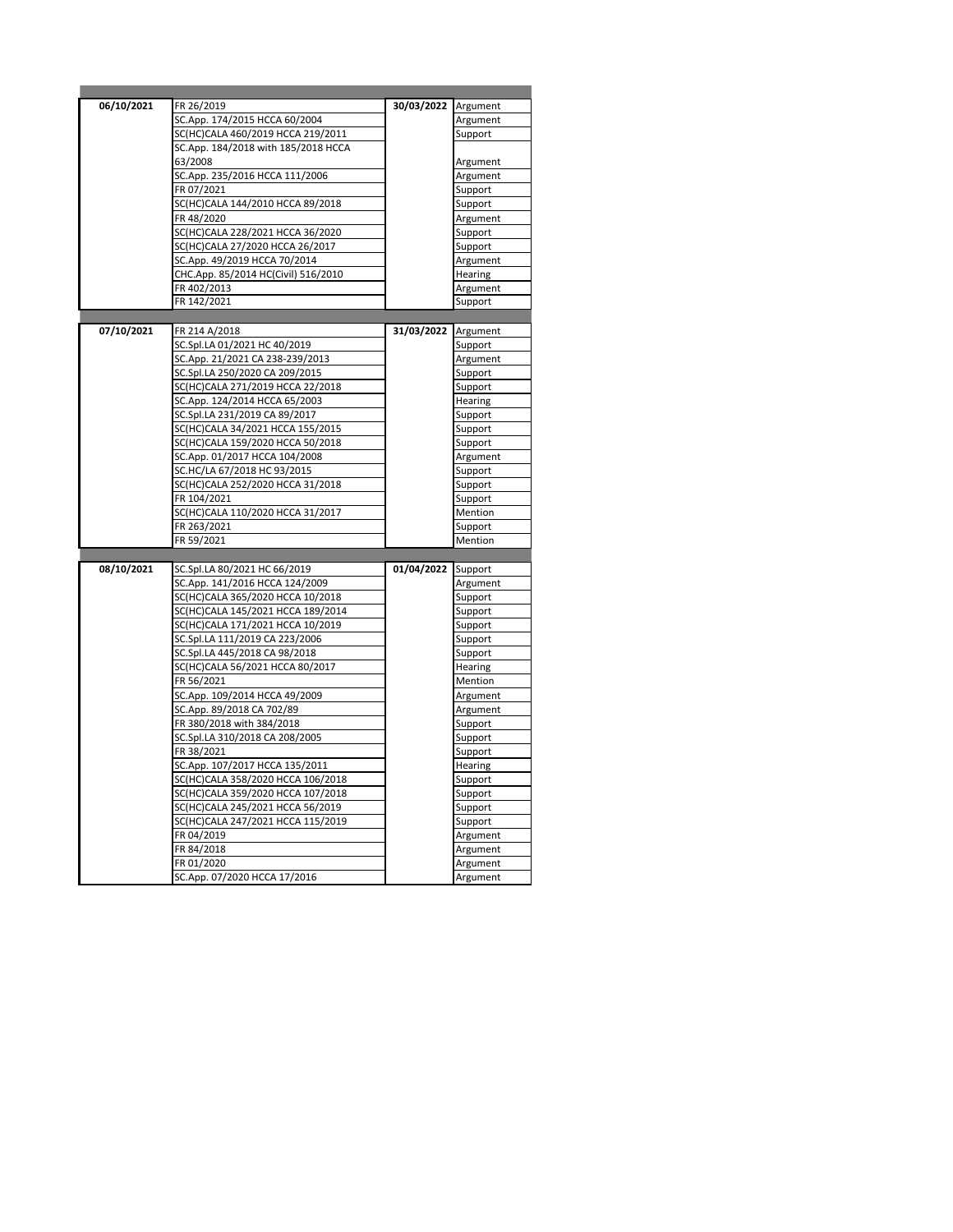| | | | |
|---|---|---|---|
| **06/10/2021** | FR 26/2019 | **30/03/2022** | Argument |
| | SC.App. 174/2015 HCCA 60/2004 | | Argument |
| | SC(HC)CALA 460/2019 HCCA 219/2011 | | Support |
| | SC.App. 184/2018 with 185/2018 HCCA 63/2008 | | Argument |
| | SC.App. 235/2016 HCCA 111/2006 | | Argument |
| | FR 07/2021 | | Support |
| | SC(HC)CALA 144/2010 HCCA 89/2018 | | Support |
| | FR 48/2020 | | Argument |
| | SC(HC)CALA 228/2021 HCCA 36/2020 | | Support |
| | SC(HC)CALA 27/2020 HCCA 26/2017 | | Support |
| | SC.App. 49/2019 HCCA 70/2014 | | Argument |
| | CHC.App. 85/2014 HC(Civil) 516/2010 | | Hearing |
| | FR 402/2013 | | Argument |
| | FR 142/2021 | | Support |
| **07/10/2021** | FR 214 A/2018 | **31/03/2022** | Argument |
| | SC.Spl.LA 01/2021 HC 40/2019 | | Support |
| | SC.App. 21/2021 CA 238-239/2013 | | Argument |
| | SC.Spl.LA 250/2020 CA 209/2015 | | Support |
| | SC(HC)CALA 271/2019 HCCA 22/2018 | | Support |
| | SC.App. 124/2014 HCCA 65/2003 | | Hearing |
| | SC.Spl.LA 231/2019 CA 89/2017 | | Support |
| | SC(HC)CALA 34/2021 HCCA 155/2015 | | Support |
| | SC(HC)CALA 159/2020 HCCA 50/2018 | | Support |
| | SC.App. 01/2017 HCCA 104/2008 | | Argument |
| | SC.HC/LA 67/2018 HC 93/2015 | | Support |
| | SC(HC)CALA 252/2020 HCCA 31/2018 | | Support |
| | FR 104/2021 | | Support |
| | SC(HC)CALA 110/2020 HCCA 31/2017 | | Mention |
| | FR 263/2021 | | Support |
| | FR 59/2021 | | Mention |
| **08/10/2021** | SC.Spl.LA 80/2021 HC 66/2019 | **01/04/2022** | Support |
| | SC.App. 141/2016 HCCA 124/2009 | | Argument |
| | SC(HC)CALA 365/2020 HCCA 10/2018 | | Support |
| | SC(HC)CALA 145/2021 HCCA 189/2014 | | Support |
| | SC(HC)CALA 171/2021 HCCA 10/2019 | | Support |
| | SC.Spl.LA 111/2019 CA 223/2006 | | Support |
| | SC.Spl.LA 445/2018 CA 98/2018 | | Support |
| | SC(HC)CALA 56/2021 HCCA 80/2017 | | Hearing |
| | FR 56/2021 | | Mention |
| | SC.App. 109/2014 HCCA 49/2009 | | Argument |
| | SC.App. 89/2018 CA 702/89 | | Argument |
| | FR 380/2018 with 384/2018 | | Support |
| | SC.Spl.LA 310/2018 CA 208/2005 | | Support |
| | FR 38/2021 | | Support |
| | SC.App. 107/2017 HCCA 135/2011 | | Hearing |
| | SC(HC)CALA 358/2020 HCCA 106/2018 | | Support |
| | SC(HC)CALA 359/2020 HCCA 107/2018 | | Support |
| | SC(HC)CALA 245/2021 HCCA 56/2019 | | Support |
| | SC(HC)CALA 247/2021 HCCA 115/2019 | | Support |
| | FR 04/2019 | | Argument |
| | FR 84/2018 | | Argument |
| | FR 01/2020 | | Argument |
| | SC.App. 07/2020 HCCA 17/2016 | | Argument |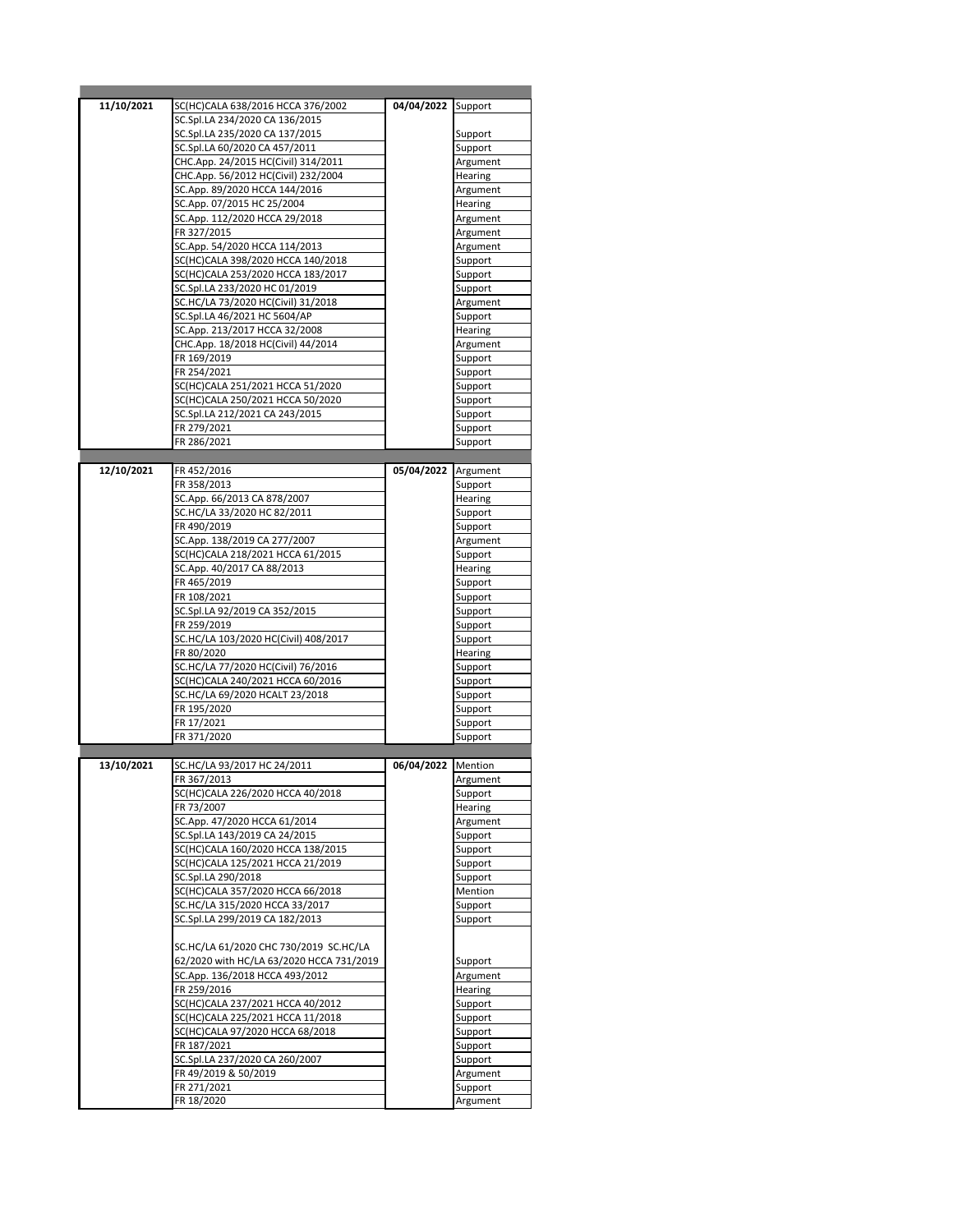| | | | |
|---|---|---|---|
| **11/10/2021** | SC(HC)CALA 638/2016 HCCA 376/2002 | **04/04/2022** | Support |
| | SC.Spl.LA 234/2020 CA 136/2015 | | |
| | SC.Spl.LA 235/2020 CA 137/2015 | | Support |
| | SC.Spl.LA 60/2020 CA 457/2011 | | Support |
| | CHC.App. 24/2015 HC(Civil) 314/2011 | | Argument |
| | CHC.App. 56/2012 HC(Civil) 232/2004 | | Hearing |
| | SC.App. 89/2020 HCCA 144/2016 | | Argument |
| | SC.App. 07/2015 HC 25/2004 | | Hearing |
| | SC.App. 112/2020 HCCA 29/2018 | | Argument |
| | FR 327/2015 | | Argument |
| | SC.App. 54/2020 HCCA 114/2013 | | Argument |
| | SC(HC)CALA 398/2020 HCCA 140/2018 | | Support |
| | SC(HC)CALA 253/2020 HCCA 183/2017 | | Support |
| | SC.Spl.LA 233/2020 HC 01/2019 | | Support |
| | SC.HC/LA 73/2020 HC(Civil) 31/2018 | | Argument |
| | SC.Spl.LA 46/2021 HC 5604/AP | | Support |
| | SC.App. 213/2017 HCCA 32/2008 | | Hearing |
| | CHC.App. 18/2018 HC(Civil) 44/2014 | | Argument |
| | FR 169/2019 | | Support |
| | FR 254/2021 | | Support |
| | SC(HC)CALA 251/2021 HCCA 51/2020 | | Support |
| | SC(HC)CALA 250/2021 HCCA 50/2020 | | Support |
| | SC.Spl.LA 212/2021 CA 243/2015 | | Support |
| | FR 279/2021 | | Support |
| | FR 286/2021 | | Support |
| **12/10/2021** | FR 452/2016 | **05/04/2022** | Argument |
| | FR 358/2013 | | Support |
| | SC.App. 66/2013 CA 878/2007 | | Hearing |
| | SC.HC/LA 33/2020 HC 82/2011 | | Support |
| | FR 490/2019 | | Support |
| | SC.App. 138/2019 CA 277/2007 | | Argument |
| | SC(HC)CALA 218/2021 HCCA 61/2015 | | Support |
| | SC.App. 40/2017 CA 88/2013 | | Hearing |
| | FR 465/2019 | | Support |
| | FR 108/2021 | | Support |
| | SC.Spl.LA 92/2019 CA 352/2015 | | Support |
| | FR 259/2019 | | Support |
| | SC.HC/LA 103/2020 HC(Civil) 408/2017 | | Support |
| | FR 80/2020 | | Hearing |
| | SC.HC/LA 77/2020 HC(Civil) 76/2016 | | Support |
| | SC(HC)CALA 240/2021 HCCA 60/2016 | | Support |
| | SC.HC/LA 69/2020 HCALT 23/2018 | | Support |
| | FR 195/2020 | | Support |
| | FR 17/2021 | | Support |
| | FR 371/2020 | | Support |
| **13/10/2021** | SC.HC/LA 93/2017 HC 24/2011 | **06/04/2022** | Mention |
| | FR 367/2013 | | Argument |
| | SC(HC)CALA 226/2020 HCCA 40/2018 | | Support |
| | FR 73/2007 | | Hearing |
| | SC.App. 47/2020 HCCA 61/2014 | | Argument |
| | SC.Spl.LA 143/2019 CA 24/2015 | | Support |
| | SC(HC)CALA 160/2020 HCCA 138/2015 | | Support |
| | SC(HC)CALA 125/2021 HCCA 21/2019 | | Support |
| | SC.Spl.LA 290/2018 | | Support |
| | SC(HC)CALA 357/2020 HCCA 66/2018 | | Mention |
| | SC.HC/LA 315/2020 HCCA 33/2017 | | Support |
| | SC.Spl.LA 299/2019 CA 182/2013 | | Support |
| | SC.HC/LA 61/2020 CHC 730/2019 SC.HC/LA 62/2020 with HC/LA 63/2020 HCCA 731/2019 | | Support |
| | SC.App. 136/2018 HCCA 493/2012 | | Argument |
| | FR 259/2016 | | Hearing |
| | SC(HC)CALA 237/2021 HCCA 40/2012 | | Support |
| | SC(HC)CALA 225/2021 HCCA 11/2018 | | Support |
| | SC(HC)CALA 97/2020 HCCA 68/2018 | | Support |
| | FR 187/2021 | | Support |
| | SC.Spl.LA 237/2020 CA 260/2007 | | Support |
| | FR 49/2019 & 50/2019 | | Argument |
| | FR 271/2021 | | Support |
| | FR 18/2020 | | Argument |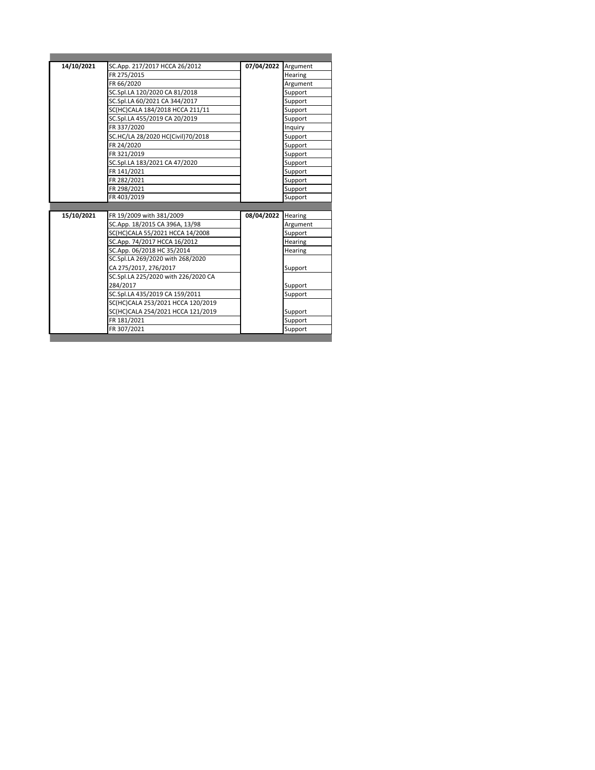| | | | |
|---|---|---|---|
| **14/10/2021** | SC.App. 217/2017 HCCA 26/2012 | **07/04/2022** | Argument |
| | FR 275/2015 | | Hearing |
| | FR 66/2020 | | Argument |
| | SC.Spl.LA 120/2020 CA 81/2018 | | Support |
| | SC.Spl.LA 60/2021 CA 344/2017 | | Support |
| | SC(HC)CALA 184/2018 HCCA 211/11 | | Support |
| | SC.Spl.LA 455/2019 CA 20/2019 | | Support |
| | FR 337/2020 | | Inquiry |
| | SC.HC/LA 28/2020 HC(Civil)70/2018 | | Support |
| | FR 24/2020 | | Support |
| | FR 321/2019 | | Support |
| | SC.Spl.LA 183/2021 CA 47/2020 | | Support |
| | FR 141/2021 | | Support |
| | FR 282/2021 | | Support |
| | FR 298/2021 | | Support |
| | FR 403/2019 | | Support |
| **15/10/2021** | FR 19/2009 with 381/2009 | **08/04/2022** | Hearing |
| | SC.App. 18/2015 CA 396A, 13/98 | | Argument |
| | SC(HC)CALA 55/2021 HCCA 14/2008 | | Support |
| | SC.App. 74/2017 HCCA 16/2012 | | Hearing |
| | SC.App. 06/2018 HC 35/2014 | | Hearing |
| | SC.Spl.LA 269/2020 with 268/2020 CA 275/2017, 276/2017 | | Support |
| | SC.Spl.LA 225/2020 with 226/2020 CA 284/2017 | | Support |
| | SC.Spl.LA 435/2019 CA 159/2011 | | Support |
| | SC(HC)CALA 253/2021 HCCA 120/2019 SC(HC)CALA 254/2021 HCCA 121/2019 | | Support |
| | FR 181/2021 | | Support |
| | FR 307/2021 | | Support |